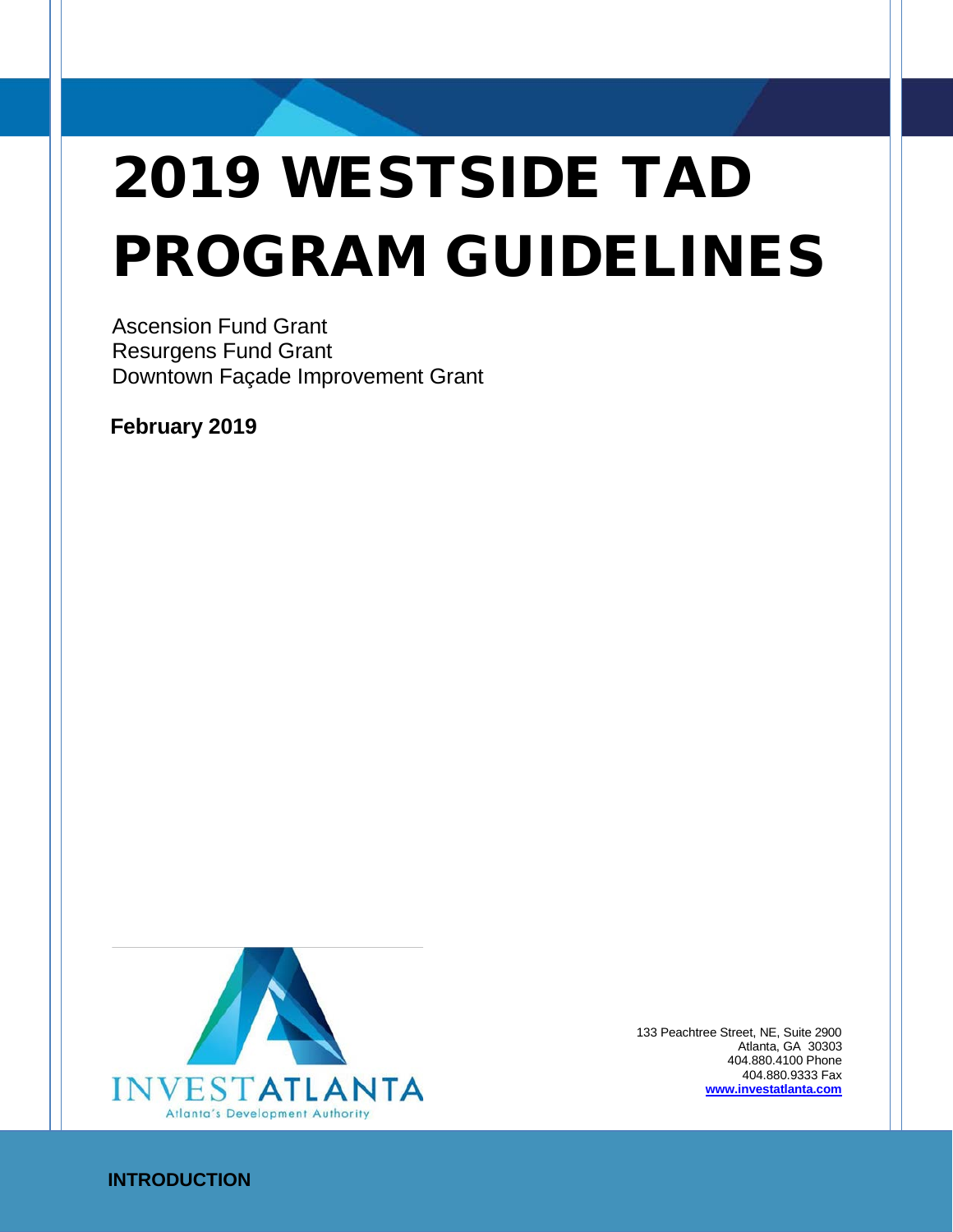# 2019 WESTSIDE TAD PROGRAM GUIDELINES

Ascension Fund Grant
Resurgens Fund Grant
Downtown Façade Improvement Grant

**February 2019**

INVESTATLANTA
Atlanta's Development Authority

133 Peachtree Street, NE, Suite 2900
Atlanta, GA 30303
404.880.4100 Phone
404.880.9333 Fax
**www.investatlanta.com**

## INTRODUCTION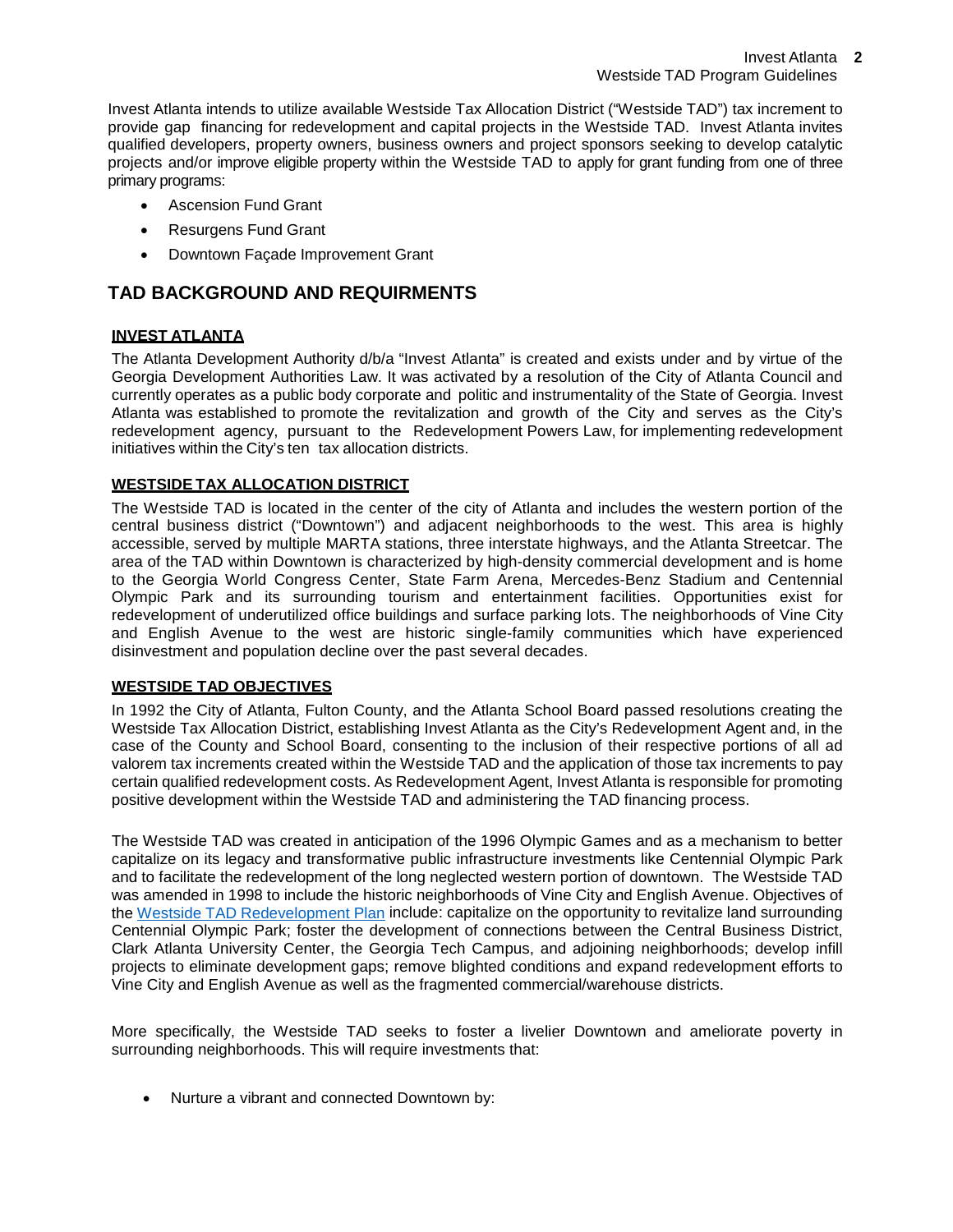Invest Atlanta intends to utilize available Westside Tax Allocation District ("Westside TAD") tax increment to provide gap financing for redevelopment and capital projects in the Westside TAD. Invest Atlanta invites qualified developers, property owners, business owners and project sponsors seeking to develop catalytic projects and/or improve eligible property within the Westside TAD to apply for grant funding from one of three primary programs:

- Ascension Fund Grant
- Resurgens Fund Grant
- Downtown Façade Improvement Grant

## TAD BACKGROUND AND REQUIRMENTS

### INVEST ATLANTA

The Atlanta Development Authority d/b/a "Invest Atlanta" is created and exists under and by virtue of the Georgia Development Authorities Law. It was activated by a resolution of the City of Atlanta Council and currently operates as a public body corporate and politic and instrumentality of the State of Georgia. Invest Atlanta was established to promote the revitalization and growth of the City and serves as the City's redevelopment agency, pursuant to the Redevelopment Powers Law, for implementing redevelopment initiatives within the City's ten tax allocation districts.

### WESTSIDE TAX ALLOCATION DISTRICT

The Westside TAD is located in the center of the city of Atlanta and includes the western portion of the central business district ("Downtown") and adjacent neighborhoods to the west. This area is highly accessible, served by multiple MARTA stations, three interstate highways, and the Atlanta Streetcar. The area of the TAD within Downtown is characterized by high-density commercial development and is home to the Georgia World Congress Center, State Farm Arena, Mercedes-Benz Stadium and Centennial Olympic Park and its surrounding tourism and entertainment facilities. Opportunities exist for redevelopment of underutilized office buildings and surface parking lots. The neighborhoods of Vine City and English Avenue to the west are historic single-family communities which have experienced disinvestment and population decline over the past several decades.

### WESTSIDE TAD OBJECTIVES

In 1992 the City of Atlanta, Fulton County, and the Atlanta School Board passed resolutions creating the Westside Tax Allocation District, establishing Invest Atlanta as the City's Redevelopment Agent and, in the case of the County and School Board, consenting to the inclusion of their respective portions of all ad valorem tax increments created within the Westside TAD and the application of those tax increments to pay certain qualified redevelopment costs. As Redevelopment Agent, Invest Atlanta is responsible for promoting positive development within the Westside TAD and administering the TAD financing process.

The Westside TAD was created in anticipation of the 1996 Olympic Games and as a mechanism to better capitalize on its legacy and transformative public infrastructure investments like Centennial Olympic Park and to facilitate the redevelopment of the long neglected western portion of downtown. The Westside TAD was amended in 1998 to include the historic neighborhoods of Vine City and English Avenue. Objectives of the Westside TAD Redevelopment Plan include: capitalize on the opportunity to revitalize land surrounding Centennial Olympic Park; foster the development of connections between the Central Business District, Clark Atlanta University Center, the Georgia Tech Campus, and adjoining neighborhoods; develop infill projects to eliminate development gaps; remove blighted conditions and expand redevelopment efforts to Vine City and English Avenue as well as the fragmented commercial/warehouse districts.

More specifically, the Westside TAD seeks to foster a livelier Downtown and ameliorate poverty in surrounding neighborhoods. This will require investments that:

- Nurture a vibrant and connected Downtown by: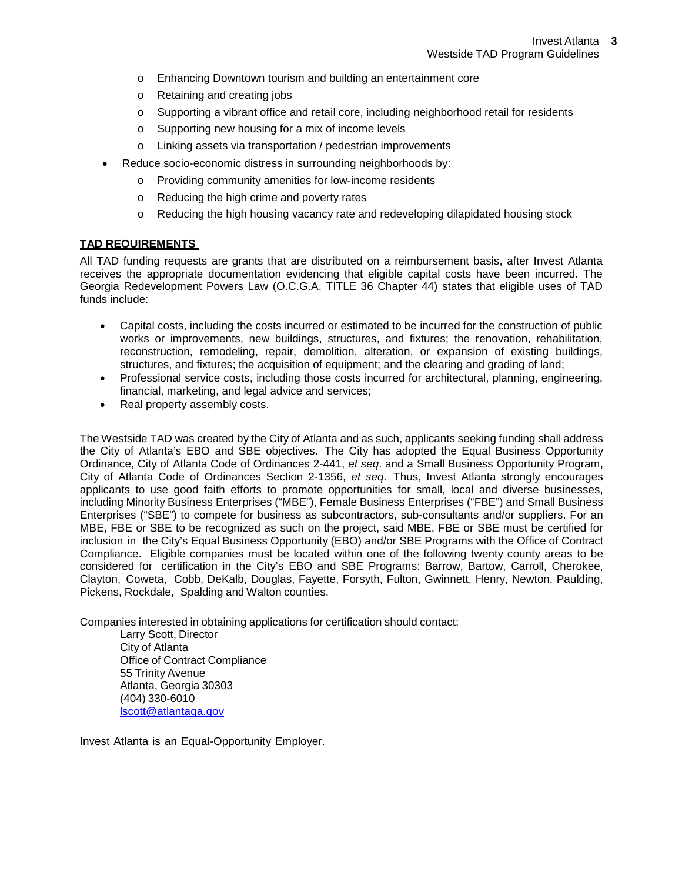- Enhancing Downtown tourism and building an entertainment core
  - Retaining and creating jobs
  - Supporting a vibrant office and retail core, including neighborhood retail for residents
  - Supporting new housing for a mix of income levels
  - Linking assets via transportation / pedestrian improvements
- Reduce socio-economic distress in surrounding neighborhoods by:
  - Providing community amenities for low-income residents
  - Reducing the high crime and poverty rates
  - Reducing the high housing vacancy rate and redeveloping dilapidated housing stock

**TAD REQUIREMENTS**

All TAD funding requests are grants that are distributed on a reimbursement basis, after Invest Atlanta receives the appropriate documentation evidencing that eligible capital costs have been incurred. The Georgia Redevelopment Powers Law (O.C.G.A. TITLE 36 Chapter 44) states that eligible uses of TAD funds include:

- Capital costs, including the costs incurred or estimated to be incurred for the construction of public works or improvements, new buildings, structures, and fixtures; the renovation, rehabilitation, reconstruction, remodeling, repair, demolition, alteration, or expansion of existing buildings, structures, and fixtures; the acquisition of equipment; and the clearing and grading of land;
- Professional service costs, including those costs incurred for architectural, planning, engineering, financial, marketing, and legal advice and services;
- Real property assembly costs.

The Westside TAD was created by the City of Atlanta and as such, applicants seeking funding shall address the City of Atlanta's EBO and SBE objectives. The City has adopted the Equal Business Opportunity Ordinance, City of Atlanta Code of Ordinances 2-441, *et seq*. and a Small Business Opportunity Program, City of Atlanta Code of Ordinances Section 2-1356, *et seq*. Thus, Invest Atlanta strongly encourages applicants to use good faith efforts to promote opportunities for small, local and diverse businesses, including Minority Business Enterprises ("MBE"), Female Business Enterprises ("FBE") and Small Business Enterprises ("SBE") to compete for business as subcontractors, sub-consultants and/or suppliers. For an MBE, FBE or SBE to be recognized as such on the project, said MBE, FBE or SBE must be certified for inclusion in the City's Equal Business Opportunity (EBO) and/or SBE Programs with the Office of Contract Compliance. Eligible companies must be located within one of the following twenty county areas to be considered for certification in the City's EBO and SBE Programs: Barrow, Bartow, Carroll, Cherokee, Clayton, Coweta, Cobb, DeKalb, Douglas, Fayette, Forsyth, Fulton, Gwinnett, Henry, Newton, Paulding, Pickens, Rockdale, Spalding and Walton counties.

Companies interested in obtaining applications for certification should contact:

Larry Scott, Director
City of Atlanta
Office of Contract Compliance
55 Trinity Avenue
Atlanta, Georgia 30303
(404) 330-6010
lscott@atlantaga.gov

Invest Atlanta is an Equal-Opportunity Employer.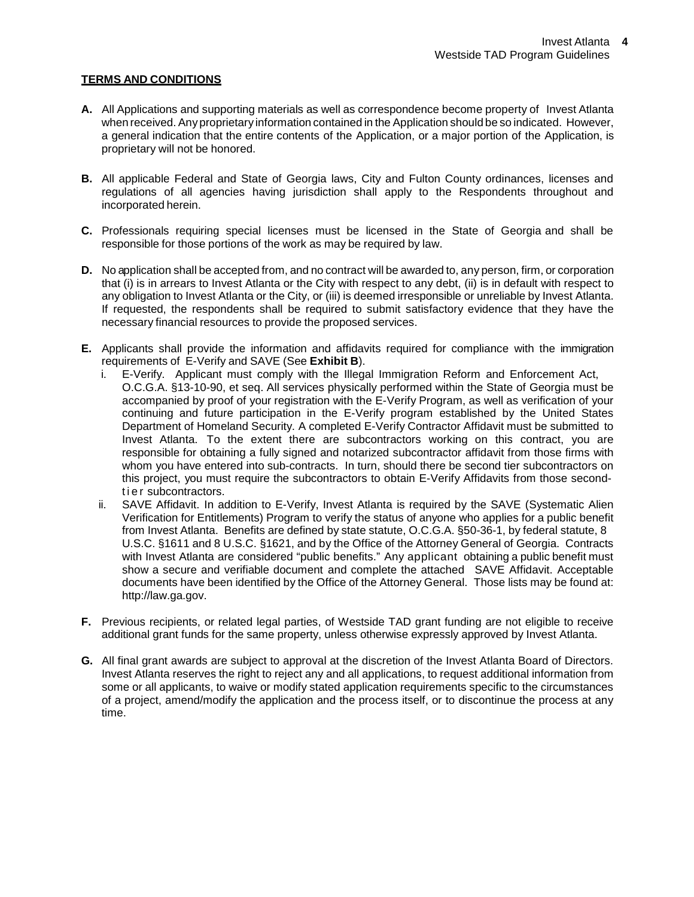**TERMS AND CONDITIONS**

**A.** All Applications and supporting materials as well as correspondence become property of Invest Atlanta when received. Any proprietary information contained in the Application should be so indicated. However, a general indication that the entire contents of the Application, or a major portion of the Application, is proprietary will not be honored.

**B.** All applicable Federal and State of Georgia laws, City and Fulton County ordinances, licenses and regulations of all agencies having jurisdiction shall apply to the Respondents throughout and incorporated herein.

**C.** Professionals requiring special licenses must be licensed in the State of Georgia and shall be responsible for those portions of the work as may be required by law.

**D.** No application shall be accepted from, and no contract will be awarded to, any person, firm, or corporation that (i) is in arrears to Invest Atlanta or the City with respect to any debt, (ii) is in default with respect to any obligation to Invest Atlanta or the City, or (iii) is deemed irresponsible or unreliable by Invest Atlanta. If requested, the respondents shall be required to submit satisfactory evidence that they have the necessary financial resources to provide the proposed services.

**E.** Applicants shall provide the information and affidavits required for compliance with the immigration requirements of E-Verify and SAVE (See **Exhibit B**).

   i. E-Verify. Applicant must comply with the Illegal Immigration Reform and Enforcement Act, O.C.G.A. §13-10-90, et seq. All services physically performed within the State of Georgia must be accompanied by proof of your registration with the E-Verify Program, as well as verification of your continuing and future participation in the E-Verify program established by the United States Department of Homeland Security. A completed E-Verify Contractor Affidavit must be submitted to Invest Atlanta. To the extent there are subcontractors working on this contract, you are responsible for obtaining a fully signed and notarized subcontractor affidavit from those firms with whom you have entered into sub-contracts. In turn, should there be second tier subcontractors on this project, you must require the subcontractors to obtain E-Verify Affidavits from those second-tier subcontractors.

   ii. SAVE Affidavit. In addition to E-Verify, Invest Atlanta is required by the SAVE (Systematic Alien Verification for Entitlements) Program to verify the status of anyone who applies for a public benefit from Invest Atlanta. Benefits are defined by state statute, O.C.G.A. §50-36-1, by federal statute, 8 U.S.C. §1611 and 8 U.S.C. §1621, and by the Office of the Attorney General of Georgia. Contracts with Invest Atlanta are considered "public benefits." Any applicant obtaining a public benefit must show a secure and verifiable document and complete the attached SAVE Affidavit. Acceptable documents have been identified by the Office of the Attorney General. Those lists may be found at: http://law.ga.gov.

**F.** Previous recipients, or related legal parties, of Westside TAD grant funding are not eligible to receive additional grant funds for the same property, unless otherwise expressly approved by Invest Atlanta.

**G.** All final grant awards are subject to approval at the discretion of the Invest Atlanta Board of Directors. Invest Atlanta reserves the right to reject any and all applications, to request additional information from some or all applicants, to waive or modify stated application requirements specific to the circumstances of a project, amend/modify the application and the process itself, or to discontinue the process at any time.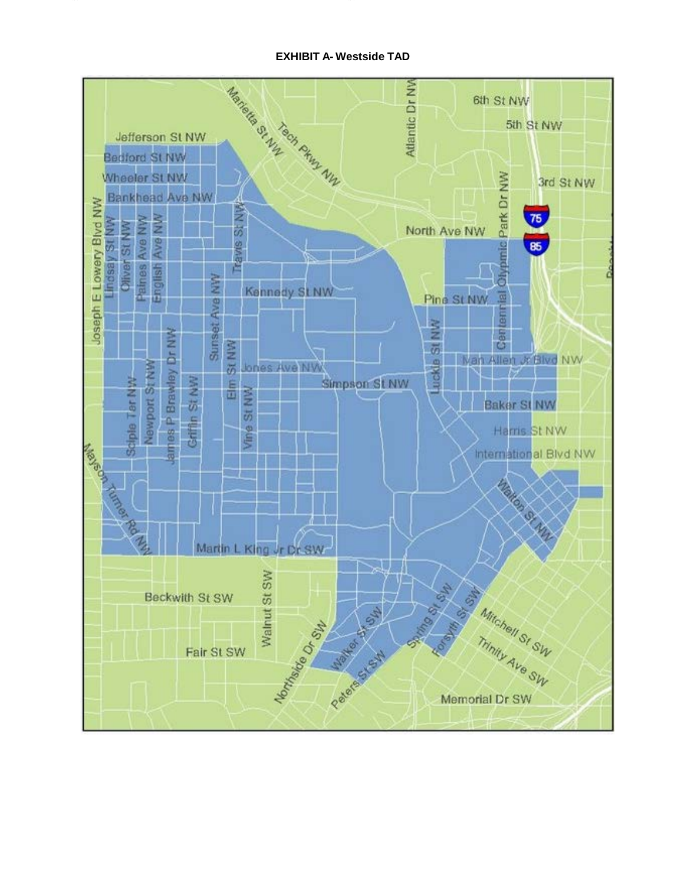**EXHIBIT A- Westside TAD**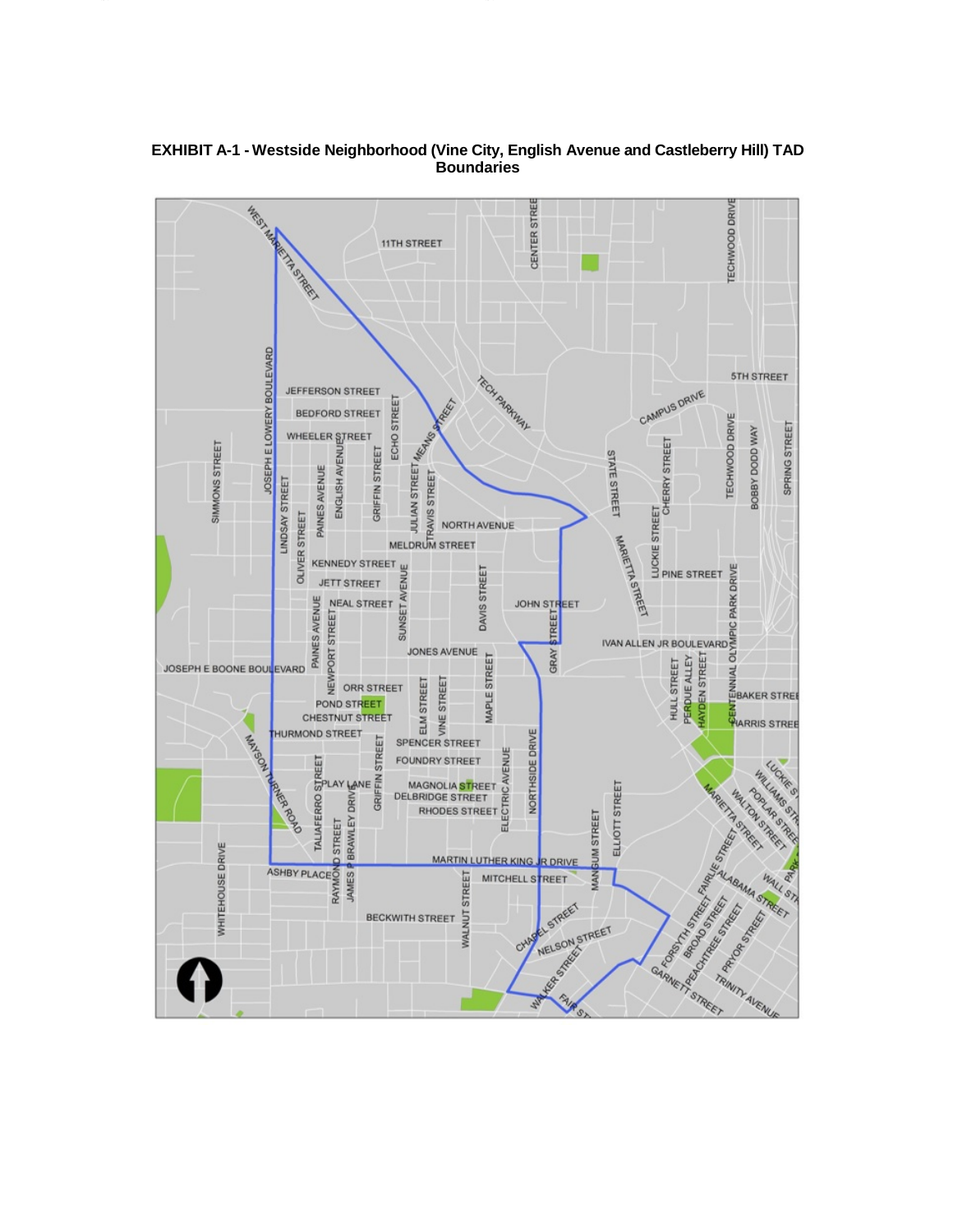**EXHIBIT A-1 - Westside Neighborhood (Vine City, English Avenue and Castleberry Hill) TAD Boundaries**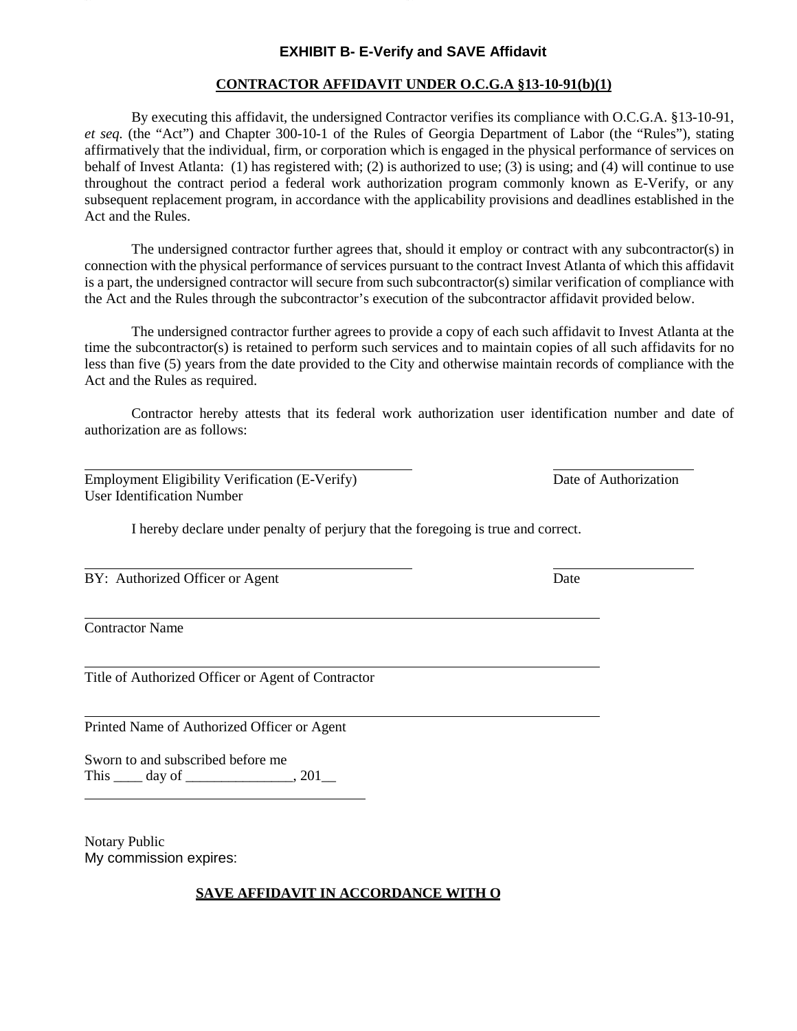## EXHIBIT B- E-Verify and SAVE Affidavit

**CONTRACTOR AFFIDAVIT UNDER O.C.G.A §13-10-91(b)(1)**

By executing this affidavit, the undersigned Contractor verifies its compliance with O.C.G.A. §13-10-91, *et seq.* (the "Act") and Chapter 300-10-1 of the Rules of Georgia Department of Labor (the "Rules"), stating affirmatively that the individual, firm, or corporation which is engaged in the physical performance of services on behalf of Invest Atlanta: (1) has registered with; (2) is authorized to use; (3) is using; and (4) will continue to use throughout the contract period a federal work authorization program commonly known as E-Verify, or any subsequent replacement program, in accordance with the applicability provisions and deadlines established in the Act and the Rules.

The undersigned contractor further agrees that, should it employ or contract with any subcontractor(s) in connection with the physical performance of services pursuant to the contract Invest Atlanta of which this affidavit is a part, the undersigned contractor will secure from such subcontractor(s) similar verification of compliance with the Act and the Rules through the subcontractor's execution of the subcontractor affidavit provided below.

The undersigned contractor further agrees to provide a copy of each such affidavit to Invest Atlanta at the time the subcontractor(s) is retained to perform such services and to maintain copies of all such affidavits for no less than five (5) years from the date provided to the City and otherwise maintain records of compliance with the Act and the Rules as required.

Contractor hereby attests that its federal work authorization user identification number and date of authorization are as follows:

\_\_\_\_\_\_\_\_\_\_\_\_\_\_\_\_\_\_\_\_\_\_\_\_\_\_\_\_\_\_\_\_\_\_\_\_\_\_\_\_ \_\_\_\_\_\_\_\_\_\_\_\_\_\_\_\_\_\_
Employment Eligibility Verification (E-Verify) User Identification Number — Date of Authorization

I hereby declare under penalty of perjury that the foregoing is true and correct.

\_\_\_\_\_\_\_\_\_\_\_\_\_\_\_\_\_\_\_\_\_\_\_\_\_\_\_\_\_\_\_\_\_\_\_\_\_\_\_\_ \_\_\_\_\_\_\_\_\_\_\_\_\_\_\_\_\_\_
BY: Authorized Officer or Agent — Date

\_\_\_\_\_\_\_\_\_\_\_\_\_\_\_\_\_\_\_\_\_\_\_\_\_\_\_\_\_\_\_\_\_\_\_\_\_\_\_\_\_\_\_\_\_\_\_\_\_\_\_\_\_\_\_\_\_\_
Contractor Name

\_\_\_\_\_\_\_\_\_\_\_\_\_\_\_\_\_\_\_\_\_\_\_\_\_\_\_\_\_\_\_\_\_\_\_\_\_\_\_\_\_\_\_\_\_\_\_\_\_\_\_\_\_\_\_\_\_\_
Title of Authorized Officer or Agent of Contractor

\_\_\_\_\_\_\_\_\_\_\_\_\_\_\_\_\_\_\_\_\_\_\_\_\_\_\_\_\_\_\_\_\_\_\_\_\_\_\_\_\_\_\_\_\_\_\_\_\_\_\_\_\_\_\_\_\_\_
Printed Name of Authorized Officer or Agent

Sworn to and subscribed before me
This \_\_\_\_ day of \_\_\_\_\_\_\_\_\_\_\_\_\_\_\_, 201\_\_

\_\_\_\_\_\_\_\_\_\_\_\_\_\_\_\_\_\_\_\_\_\_\_\_\_\_\_\_\_\_\_\_\_\_\_\_\_\_\_\_

Notary Public
My commission expires:

**SAVE AFFIDAVIT IN ACCORDANCE WITH O**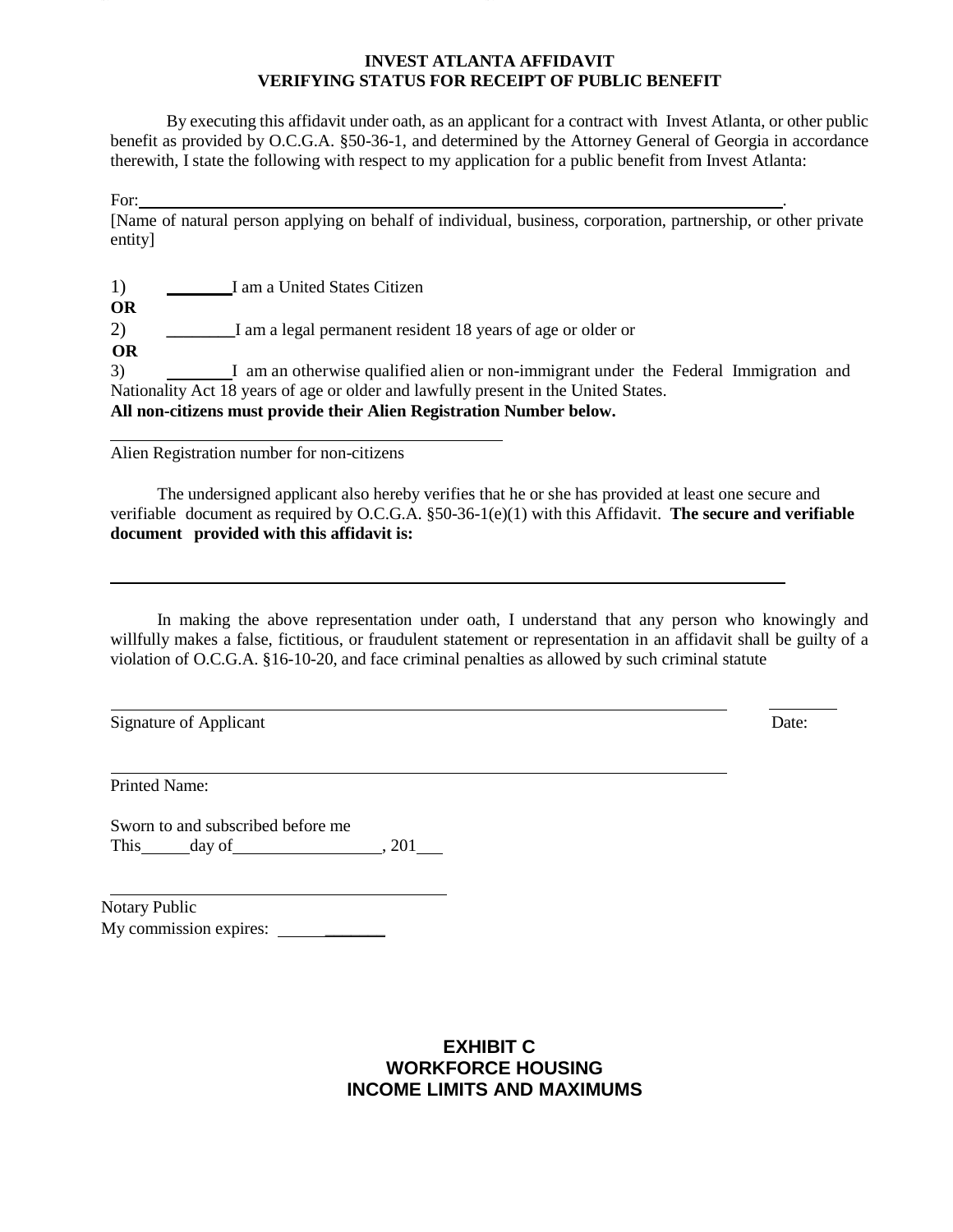# INVEST ATLANTA AFFIDAVIT
# VERIFYING STATUS FOR RECEIPT OF PUBLIC BENEFIT

By executing this affidavit under oath, as an applicant for a contract with Invest Atlanta, or other public benefit as provided by O.C.G.A. §50-36-1, and determined by the Attorney General of Georgia in accordance therewith, I state the following with respect to my application for a public benefit from Invest Atlanta:

For:\_\_\_\_\_\_\_\_\_\_\_\_\_\_\_\_\_\_\_\_\_\_\_\_\_\_\_\_\_\_\_\_\_\_\_\_\_\_\_\_\_\_\_\_\_\_\_\_\_\_\_\_\_\_\_\_\_\_\_\_\_\_\_\_\_\_\_\_\_\_.

[Name of natural person applying on behalf of individual, business, corporation, partnership, or other private entity]

1) \_\_\_\_\_\_\_\_I am a United States Citizen

**OR**

2) \_\_\_\_\_\_\_\_I am a legal permanent resident 18 years of age or older or

**OR**

3) \_\_\_\_\_\_\_\_I am an otherwise qualified alien or non-immigrant under the Federal Immigration and Nationality Act 18 years of age or older and lawfully present in the United States.

**All non-citizens must provide their Alien Registration Number below.**

\_\_\_\_\_\_\_\_\_\_\_\_\_\_\_\_\_\_\_\_\_\_\_\_\_\_\_\_\_\_\_\_\_\_\_\_\_\_\_\_\_\_\_\_

Alien Registration number for non-citizens

The undersigned applicant also hereby verifies that he or she has provided at least one secure and verifiable document as required by O.C.G.A. §50-36-1(e)(1) with this Affidavit. **The secure and verifiable document provided with this affidavit is:**

\_\_\_\_\_\_\_\_\_\_\_\_\_\_\_\_\_\_\_\_\_\_\_\_\_\_\_\_\_\_\_\_\_\_\_\_\_\_\_\_\_\_\_\_\_\_\_\_\_\_\_\_\_\_\_\_\_\_\_\_\_\_\_\_\_\_\_\_\_\_\_\_

In making the above representation under oath, I understand that any person who knowingly and willfully makes a false, fictitious, or fraudulent statement or representation in an affidavit shall be guilty of a violation of O.C.G.A. §16-10-20, and face criminal penalties as allowed by such criminal statute

\_\_\_\_\_\_\_\_\_\_\_\_\_\_\_\_\_\_\_\_\_\_\_\_\_\_\_\_\_\_\_\_\_\_\_\_\_\_\_\_\_\_\_\_\_\_\_\_\_\_\_\_\_\_\_\_\_\_\_\_\_\_\_\_ \_\_\_\_\_\_\_\_

Signature of Applicant Date:

\_\_\_\_\_\_\_\_\_\_\_\_\_\_\_\_\_\_\_\_\_\_\_\_\_\_\_\_\_\_\_\_\_\_\_\_\_\_\_\_\_\_\_\_\_\_\_\_\_\_\_\_\_\_\_\_\_\_\_\_\_\_\_\_

Printed Name:

Sworn to and subscribed before me
This\_\_\_\_\_day of\_\_\_\_\_\_\_\_\_\_\_\_\_\_\_\_\_, 201\_\_\_

\_\_\_\_\_\_\_\_\_\_\_\_\_\_\_\_\_\_\_\_\_\_\_\_\_\_\_\_\_\_\_\_\_\_\_\_\_\_\_\_

Notary Public
My commission expires: \_\_\_\_\_\_\_\_\_\_\_\_\_

## EXHIBIT C
## WORKFORCE HOUSING
## INCOME LIMITS AND MAXIMUMS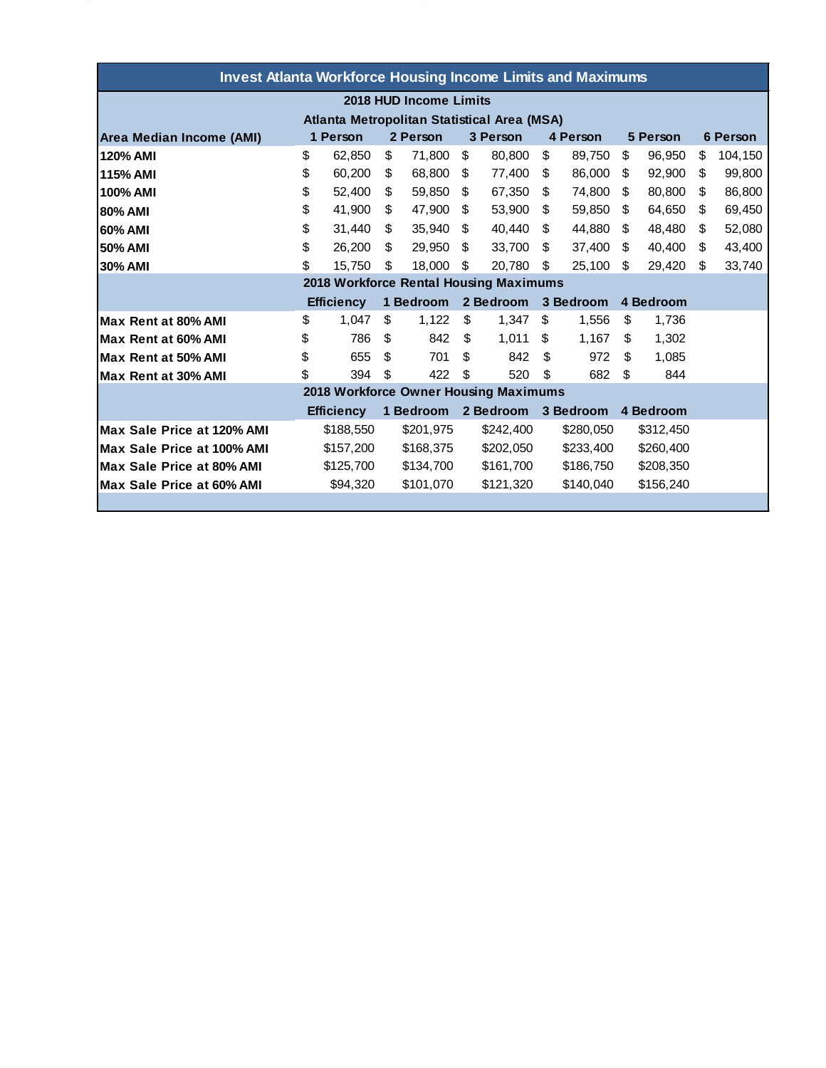# Invest Atlanta Workforce Housing Income Limits and Maximums

## 2018 HUD Income Limits

### Atlanta Metropolitan Statistical Area (MSA)

| Area Median Income (AMI) | 1 Person | 2 Person | 3 Person | 4 Person | 5 Person | 6 Person |
|---|---|---|---|---|---|---|
| **120% AMI** | $ 62,850 | $ 71,800 | $ 80,800 | $ 89,750 | $ 96,950 | $ 104,150 |
| **115% AMI** | $ 60,200 | $ 68,800 | $ 77,400 | $ 86,000 | $ 92,900 | $ 99,800 |
| **100% AMI** | $ 52,400 | $ 59,850 | $ 67,350 | $ 74,800 | $ 80,800 | $ 86,800 |
| **80% AMI** | $ 41,900 | $ 47,900 | $ 53,900 | $ 59,850 | $ 64,650 | $ 69,450 |
| **60% AMI** | $ 31,440 | $ 35,940 | $ 40,440 | $ 44,880 | $ 48,480 | $ 52,080 |
| **50% AMI** | $ 26,200 | $ 29,950 | $ 33,700 | $ 37,400 | $ 40,400 | $ 43,400 |
| **30% AMI** | $ 15,750 | $ 18,000 | $ 20,780 | $ 25,100 | $ 29,420 | $ 33,740 |

## 2018 Workforce Rental Housing Maximums

| | Efficiency | 1 Bedroom | 2 Bedroom | 3 Bedroom | 4 Bedroom |
|---|---|---|---|---|---|
| **Max Rent at 80% AMI** | $ 1,047 | $ 1,122 | $ 1,347 | $ 1,556 | $ 1,736 |
| **Max Rent at 60% AMI** | $ 786 | $ 842 | $ 1,011 | $ 1,167 | $ 1,302 |
| **Max Rent at 50% AMI** | $ 655 | $ 701 | $ 842 | $ 972 | $ 1,085 |
| **Max Rent at 30% AMI** | $ 394 | $ 422 | $ 520 | $ 682 | $ 844 |

## 2018 Workforce Owner Housing Maximums

| | Efficiency | 1 Bedroom | 2 Bedroom | 3 Bedroom | 4 Bedroom |
|---|---|---|---|---|---|
| **Max Sale Price at 120% AMI** | $188,550 | $201,975 | $242,400 | $280,050 | $312,450 |
| **Max Sale Price at 100% AMI** | $157,200 | $168,375 | $202,050 | $233,400 | $260,400 |
| **Max Sale Price at 80% AMI** | $125,700 | $134,700 | $161,700 | $186,750 | $208,350 |
| **Max Sale Price at 60% AMI** | $94,320 | $101,070 | $121,320 | $140,040 | $156,240 |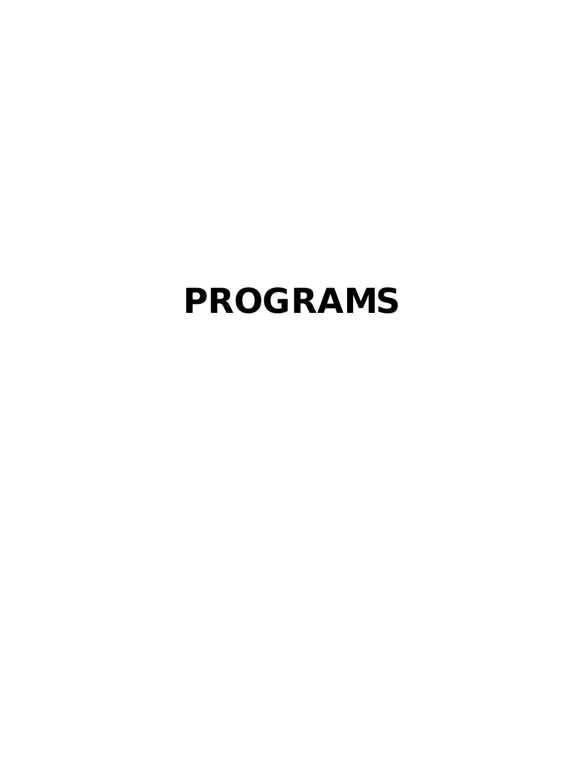# PROGRAMS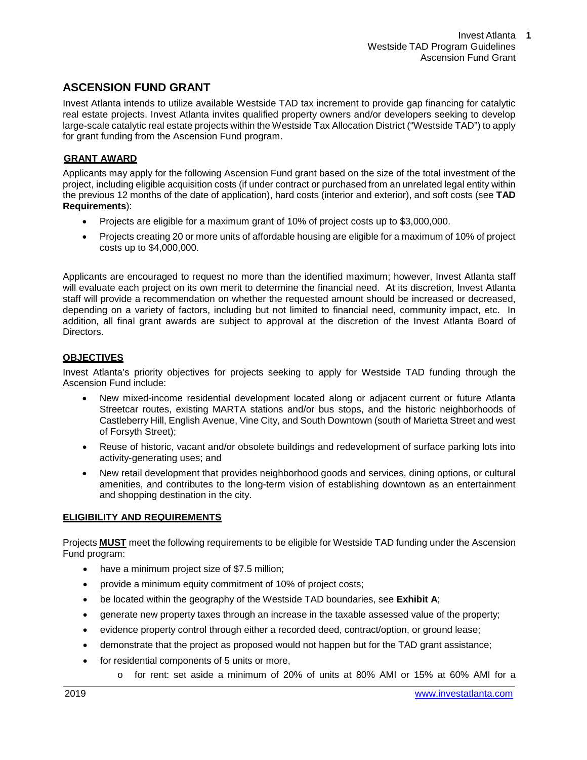## ASCENSION FUND GRANT

Invest Atlanta intends to utilize available Westside TAD tax increment to provide gap financing for catalytic real estate projects. Invest Atlanta invites qualified property owners and/or developers seeking to develop large-scale catalytic real estate projects within the Westside Tax Allocation District ("Westside TAD") to apply for grant funding from the Ascension Fund program.

### GRANT AWARD

Applicants may apply for the following Ascension Fund grant based on the size of the total investment of the project, including eligible acquisition costs (if under contract or purchased from an unrelated legal entity within the previous 12 months of the date of application), hard costs (interior and exterior), and soft costs (see **TAD Requirements**):

- Projects are eligible for a maximum grant of 10% of project costs up to $3,000,000.
- Projects creating 20 or more units of affordable housing are eligible for a maximum of 10% of project costs up to $4,000,000.

Applicants are encouraged to request no more than the identified maximum; however, Invest Atlanta staff will evaluate each project on its own merit to determine the financial need. At its discretion, Invest Atlanta staff will provide a recommendation on whether the requested amount should be increased or decreased, depending on a variety of factors, including but not limited to financial need, community impact, etc. In addition, all final grant awards are subject to approval at the discretion of the Invest Atlanta Board of Directors.

### OBJECTIVES

Invest Atlanta's priority objectives for projects seeking to apply for Westside TAD funding through the Ascension Fund include:

- New mixed-income residential development located along or adjacent current or future Atlanta Streetcar routes, existing MARTA stations and/or bus stops, and the historic neighborhoods of Castleberry Hill, English Avenue, Vine City, and South Downtown (south of Marietta Street and west of Forsyth Street);
- Reuse of historic, vacant and/or obsolete buildings and redevelopment of surface parking lots into activity-generating uses; and
- New retail development that provides neighborhood goods and services, dining options, or cultural amenities, and contributes to the long-term vision of establishing downtown as an entertainment and shopping destination in the city.

### ELIGIBILITY AND REQUIREMENTS

Projects **MUST** meet the following requirements to be eligible for Westside TAD funding under the Ascension Fund program:

- have a minimum project size of $7.5 million;
- provide a minimum equity commitment of 10% of project costs;
- be located within the geography of the Westside TAD boundaries, see **Exhibit A**;
- generate new property taxes through an increase in the taxable assessed value of the property;
- evidence property control through either a recorded deed, contract/option, or ground lease;
- demonstrate that the project as proposed would not happen but for the TAD grant assistance;
- for residential components of 5 units or more,
  - for rent: set aside a minimum of 20% of units at 80% AMI or 15% at 60% AMI for a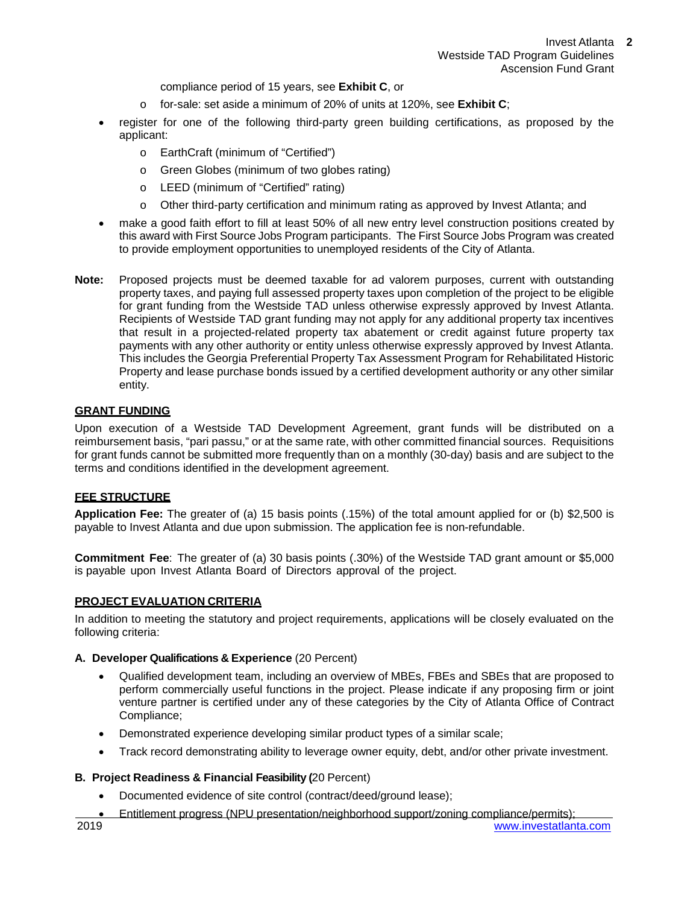- compliance period of 15 years, see **Exhibit C**, or
  - for-sale: set aside a minimum of 20% of units at 120%, see **Exhibit C**;
- register for one of the following third-party green building certifications, as proposed by the applicant:
  - EarthCraft (minimum of "Certified")
  - Green Globes (minimum of two globes rating)
  - LEED (minimum of "Certified" rating)
  - Other third-party certification and minimum rating as approved by Invest Atlanta; and
- make a good faith effort to fill at least 50% of all new entry level construction positions created by this award with First Source Jobs Program participants. The First Source Jobs Program was created to provide employment opportunities to unemployed residents of the City of Atlanta.

**Note:** Proposed projects must be deemed taxable for ad valorem purposes, current with outstanding property taxes, and paying full assessed property taxes upon completion of the project to be eligible for grant funding from the Westside TAD unless otherwise expressly approved by Invest Atlanta. Recipients of Westside TAD grant funding may not apply for any additional property tax incentives that result in a projected-related property tax abatement or credit against future property tax payments with any other authority or entity unless otherwise expressly approved by Invest Atlanta. This includes the Georgia Preferential Property Tax Assessment Program for Rehabilitated Historic Property and lease purchase bonds issued by a certified development authority or any other similar entity.

## GRANT FUNDING

Upon execution of a Westside TAD Development Agreement, grant funds will be distributed on a reimbursement basis, "pari passu," or at the same rate, with other committed financial sources. Requisitions for grant funds cannot be submitted more frequently than on a monthly (30-day) basis and are subject to the terms and conditions identified in the development agreement.

## FEE STRUCTURE

**Application Fee:** The greater of (a) 15 basis points (.15%) of the total amount applied for or (b) $2,500 is payable to Invest Atlanta and due upon submission. The application fee is non-refundable.

**Commitment Fee**: The greater of (a) 30 basis points (.30%) of the Westside TAD grant amount or $5,000 is payable upon Invest Atlanta Board of Directors approval of the project.

## PROJECT EVALUATION CRITERIA

In addition to meeting the statutory and project requirements, applications will be closely evaluated on the following criteria:

**A. Developer Qualifications & Experience** (20 Percent)

- Qualified development team, including an overview of MBEs, FBEs and SBEs that are proposed to perform commercially useful functions in the project. Please indicate if any proposing firm or joint venture partner is certified under any of these categories by the City of Atlanta Office of Contract Compliance;
- Demonstrated experience developing similar product types of a similar scale;
- Track record demonstrating ability to leverage owner equity, debt, and/or other private investment.

**B. Project Readiness & Financial Feasibility (**20 Percent)

- Documented evidence of site control (contract/deed/ground lease);
- Entitlement progress (NPU presentation/neighborhood support/zoning compliance/permits);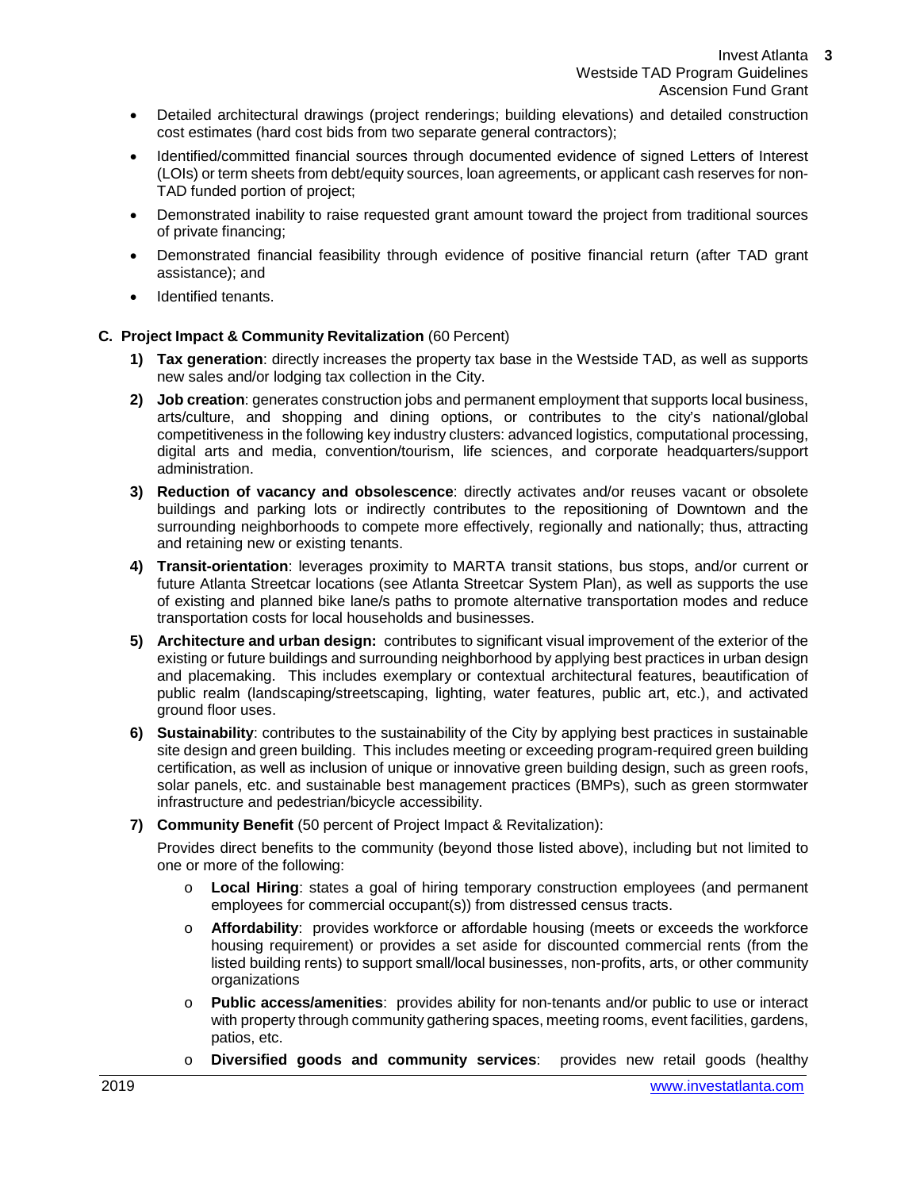- Detailed architectural drawings (project renderings; building elevations) and detailed construction cost estimates (hard cost bids from two separate general contractors);
- Identified/committed financial sources through documented evidence of signed Letters of Interest (LOIs) or term sheets from debt/equity sources, loan agreements, or applicant cash reserves for non-TAD funded portion of project;
- Demonstrated inability to raise requested grant amount toward the project from traditional sources of private financing;
- Demonstrated financial feasibility through evidence of positive financial return (after TAD grant assistance); and
- Identified tenants.

**C. Project Impact & Community Revitalization** (60 Percent)

1) **Tax generation**: directly increases the property tax base in the Westside TAD, as well as supports new sales and/or lodging tax collection in the City.
2) **Job creation**: generates construction jobs and permanent employment that supports local business, arts/culture, and shopping and dining options, or contributes to the city's national/global competitiveness in the following key industry clusters: advanced logistics, computational processing, digital arts and media, convention/tourism, life sciences, and corporate headquarters/support administration.
3) **Reduction of vacancy and obsolescence**: directly activates and/or reuses vacant or obsolete buildings and parking lots or indirectly contributes to the repositioning of Downtown and the surrounding neighborhoods to compete more effectively, regionally and nationally; thus, attracting and retaining new or existing tenants.
4) **Transit-orientation**: leverages proximity to MARTA transit stations, bus stops, and/or current or future Atlanta Streetcar locations (see Atlanta Streetcar System Plan), as well as supports the use of existing and planned bike lane/s paths to promote alternative transportation modes and reduce transportation costs for local households and businesses.
5) **Architecture and urban design:** contributes to significant visual improvement of the exterior of the existing or future buildings and surrounding neighborhood by applying best practices in urban design and placemaking. This includes exemplary or contextual architectural features, beautification of public realm (landscaping/streetscaping, lighting, water features, public art, etc.), and activated ground floor uses.
6) **Sustainability**: contributes to the sustainability of the City by applying best practices in sustainable site design and green building. This includes meeting or exceeding program-required green building certification, as well as inclusion of unique or innovative green building design, such as green roofs, solar panels, etc. and sustainable best management practices (BMPs), such as green stormwater infrastructure and pedestrian/bicycle accessibility.
7) **Community Benefit** (50 percent of Project Impact & Revitalization):

   Provides direct benefits to the community (beyond those listed above), including but not limited to one or more of the following:

   - **Local Hiring**: states a goal of hiring temporary construction employees (and permanent employees for commercial occupant(s)) from distressed census tracts.
   - **Affordability**: provides workforce or affordable housing (meets or exceeds the workforce housing requirement) or provides a set aside for discounted commercial rents (from the listed building rents) to support small/local businesses, non-profits, arts, or other community organizations
   - **Public access/amenities**: provides ability for non-tenants and/or public to use or interact with property through community gathering spaces, meeting rooms, event facilities, gardens, patios, etc.
   - **Diversified goods and community services**: provides new retail goods (healthy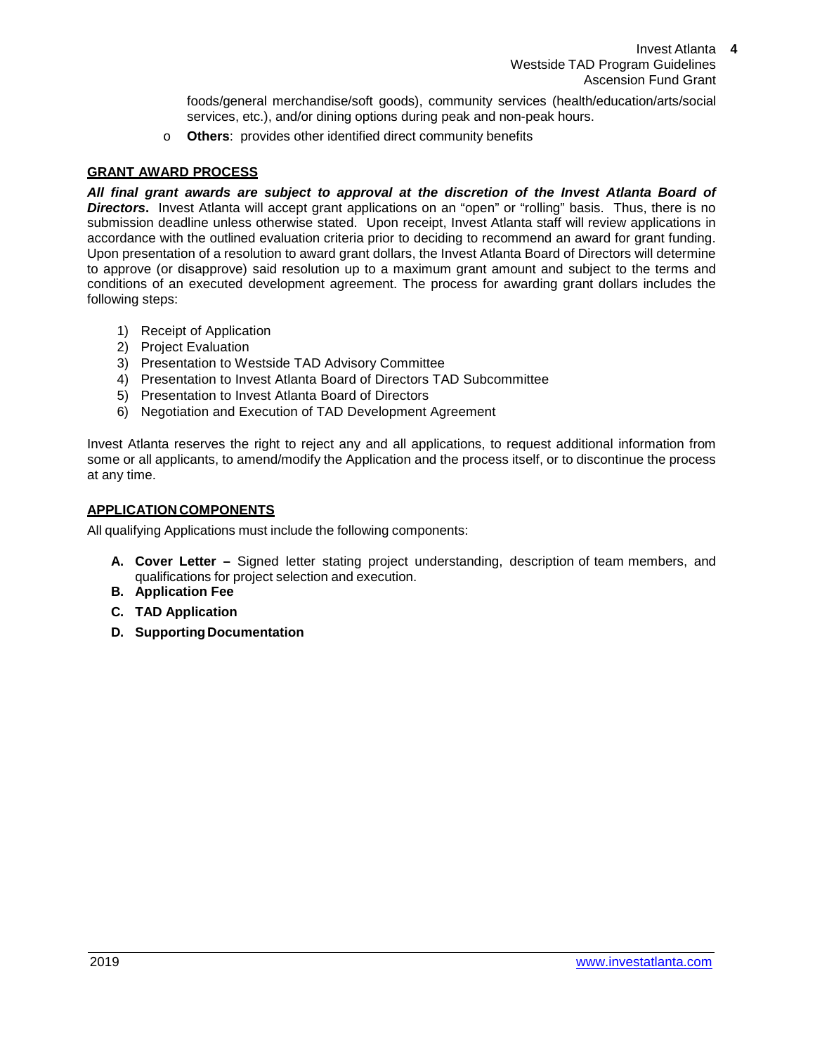foods/general merchandise/soft goods), community services (health/education/arts/social services, etc.), and/or dining options during peak and non-peak hours.

- **Others**: provides other identified direct community benefits

## GRANT AWARD PROCESS

***All final grant awards are subject to approval at the discretion of the Invest Atlanta Board of Directors*.** Invest Atlanta will accept grant applications on an "open" or "rolling" basis. Thus, there is no submission deadline unless otherwise stated. Upon receipt, Invest Atlanta staff will review applications in accordance with the outlined evaluation criteria prior to deciding to recommend an award for grant funding. Upon presentation of a resolution to award grant dollars, the Invest Atlanta Board of Directors will determine to approve (or disapprove) said resolution up to a maximum grant amount and subject to the terms and conditions of an executed development agreement. The process for awarding grant dollars includes the following steps:

1) Receipt of Application
2) Project Evaluation
3) Presentation to Westside TAD Advisory Committee
4) Presentation to Invest Atlanta Board of Directors TAD Subcommittee
5) Presentation to Invest Atlanta Board of Directors
6) Negotiation and Execution of TAD Development Agreement

Invest Atlanta reserves the right to reject any and all applications, to request additional information from some or all applicants, to amend/modify the Application and the process itself, or to discontinue the process at any time.

## APPLICATION COMPONENTS

All qualifying Applications must include the following components:

- **A. Cover Letter –** Signed letter stating project understanding, description of team members, and qualifications for project selection and execution.
- **B. Application Fee**
- **C. TAD Application**
- **D. Supporting Documentation**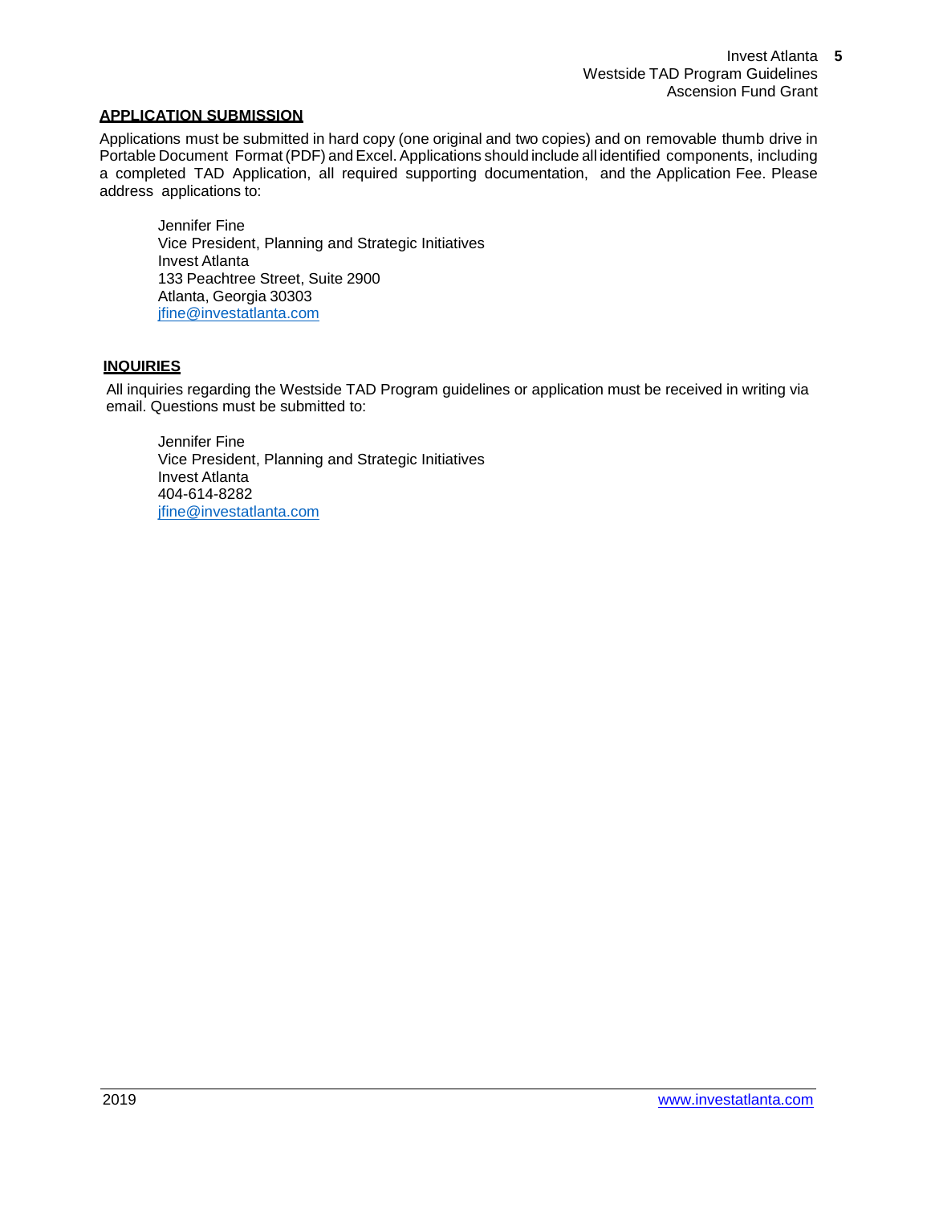## APPLICATION SUBMISSION

Applications must be submitted in hard copy (one original and two copies) and on removable thumb drive in Portable Document Format (PDF) and Excel. Applications should include all identified components, including a completed TAD Application, all required supporting documentation, and the Application Fee. Please address applications to:

Jennifer Fine
Vice President, Planning and Strategic Initiatives
Invest Atlanta
133 Peachtree Street, Suite 2900
Atlanta, Georgia 30303
jfine@investatlanta.com

## INQUIRIES

All inquiries regarding the Westside TAD Program guidelines or application must be received in writing via email. Questions must be submitted to:

Jennifer Fine
Vice President, Planning and Strategic Initiatives
Invest Atlanta
404-614-8282
jfine@investatlanta.com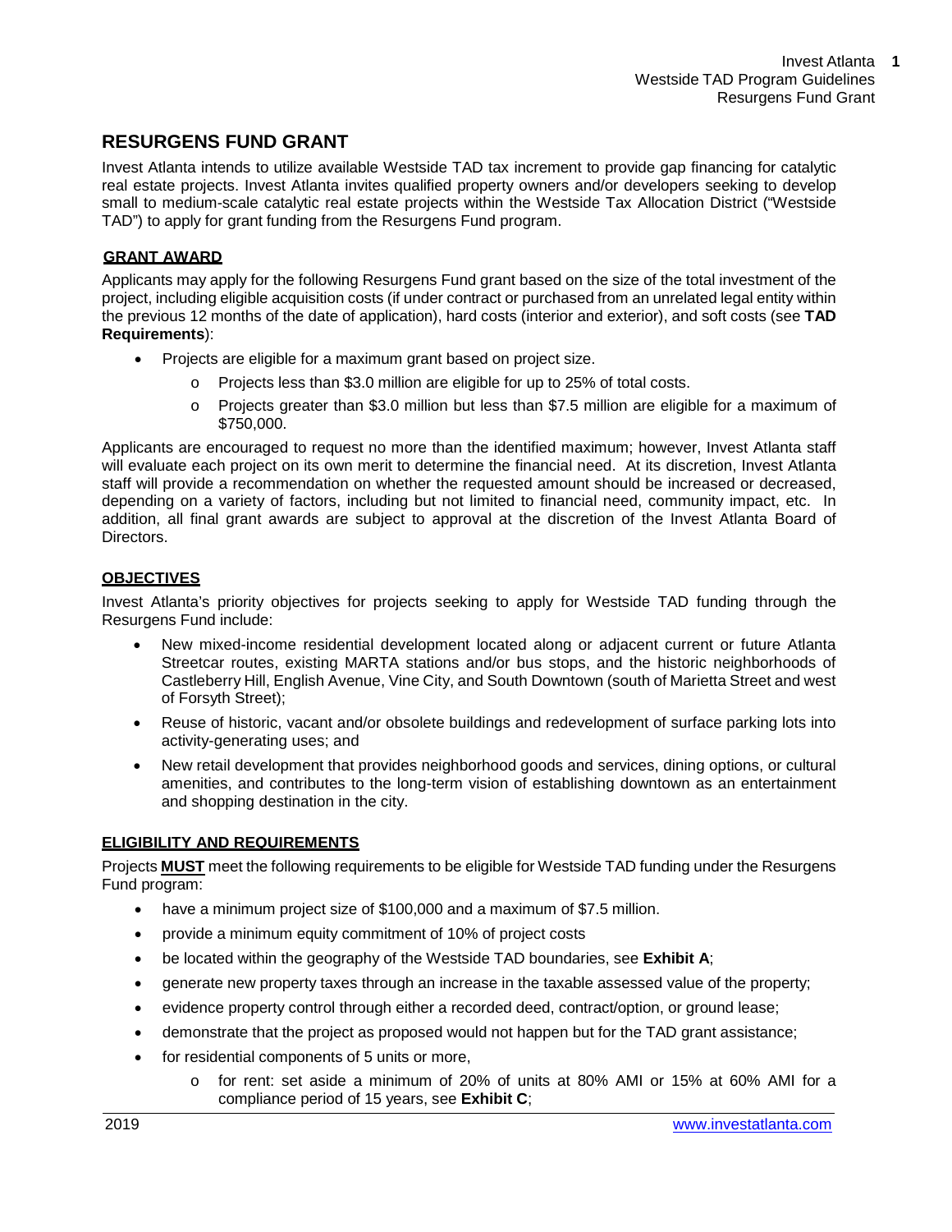## RESURGENS FUND GRANT

Invest Atlanta intends to utilize available Westside TAD tax increment to provide gap financing for catalytic real estate projects. Invest Atlanta invites qualified property owners and/or developers seeking to develop small to medium-scale catalytic real estate projects within the Westside Tax Allocation District ("Westside TAD") to apply for grant funding from the Resurgens Fund program.

### GRANT AWARD

Applicants may apply for the following Resurgens Fund grant based on the size of the total investment of the project, including eligible acquisition costs (if under contract or purchased from an unrelated legal entity within the previous 12 months of the date of application), hard costs (interior and exterior), and soft costs (see **TAD Requirements**):

- Projects are eligible for a maximum grant based on project size.
  - Projects less than $3.0 million are eligible for up to 25% of total costs.
  - Projects greater than $3.0 million but less than $7.5 million are eligible for a maximum of $750,000.

Applicants are encouraged to request no more than the identified maximum; however, Invest Atlanta staff will evaluate each project on its own merit to determine the financial need. At its discretion, Invest Atlanta staff will provide a recommendation on whether the requested amount should be increased or decreased, depending on a variety of factors, including but not limited to financial need, community impact, etc. In addition, all final grant awards are subject to approval at the discretion of the Invest Atlanta Board of Directors.

### OBJECTIVES

Invest Atlanta's priority objectives for projects seeking to apply for Westside TAD funding through the Resurgens Fund include:

- New mixed-income residential development located along or adjacent current or future Atlanta Streetcar routes, existing MARTA stations and/or bus stops, and the historic neighborhoods of Castleberry Hill, English Avenue, Vine City, and South Downtown (south of Marietta Street and west of Forsyth Street);
- Reuse of historic, vacant and/or obsolete buildings and redevelopment of surface parking lots into activity-generating uses; and
- New retail development that provides neighborhood goods and services, dining options, or cultural amenities, and contributes to the long-term vision of establishing downtown as an entertainment and shopping destination in the city.

### ELIGIBILITY AND REQUIREMENTS

Projects **MUST** meet the following requirements to be eligible for Westside TAD funding under the Resurgens Fund program:

- have a minimum project size of $100,000 and a maximum of $7.5 million.
- provide a minimum equity commitment of 10% of project costs
- be located within the geography of the Westside TAD boundaries, see **Exhibit A**;
- generate new property taxes through an increase in the taxable assessed value of the property;
- evidence property control through either a recorded deed, contract/option, or ground lease;
- demonstrate that the project as proposed would not happen but for the TAD grant assistance;
- for residential components of 5 units or more,
  - for rent: set aside a minimum of 20% of units at 80% AMI or 15% at 60% AMI for a compliance period of 15 years, see **Exhibit C**;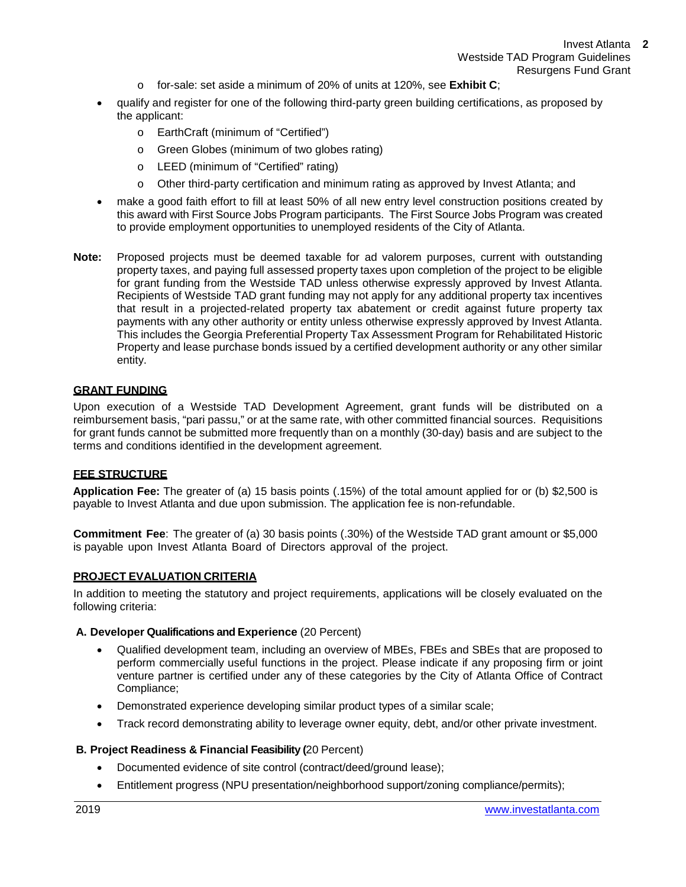- for-sale: set aside a minimum of 20% of units at 120%, see **Exhibit C**;

- qualify and register for one of the following third-party green building certifications, as proposed by the applicant:
   - EarthCraft (minimum of "Certified")
   - Green Globes (minimum of two globes rating)
   - LEED (minimum of "Certified" rating)
   - Other third-party certification and minimum rating as approved by Invest Atlanta; and
- make a good faith effort to fill at least 50% of all new entry level construction positions created by this award with First Source Jobs Program participants. The First Source Jobs Program was created to provide employment opportunities to unemployed residents of the City of Atlanta.

**Note:** Proposed projects must be deemed taxable for ad valorem purposes, current with outstanding property taxes, and paying full assessed property taxes upon completion of the project to be eligible for grant funding from the Westside TAD unless otherwise expressly approved by Invest Atlanta. Recipients of Westside TAD grant funding may not apply for any additional property tax incentives that result in a projected-related property tax abatement or credit against future property tax payments with any other authority or entity unless otherwise expressly approved by Invest Atlanta. This includes the Georgia Preferential Property Tax Assessment Program for Rehabilitated Historic Property and lease purchase bonds issued by a certified development authority or any other similar entity.

## GRANT FUNDING

Upon execution of a Westside TAD Development Agreement, grant funds will be distributed on a reimbursement basis, "pari passu," or at the same rate, with other committed financial sources. Requisitions for grant funds cannot be submitted more frequently than on a monthly (30-day) basis and are subject to the terms and conditions identified in the development agreement.

## FEE STRUCTURE

**Application Fee:** The greater of (a) 15 basis points (.15%) of the total amount applied for or (b) $2,500 is payable to Invest Atlanta and due upon submission. The application fee is non-refundable.

**Commitment Fee**: The greater of (a) 30 basis points (.30%) of the Westside TAD grant amount or $5,000 is payable upon Invest Atlanta Board of Directors approval of the project.

## PROJECT EVALUATION CRITERIA

In addition to meeting the statutory and project requirements, applications will be closely evaluated on the following criteria:

**A. Developer Qualifications and Experience** (20 Percent)

- Qualified development team, including an overview of MBEs, FBEs and SBEs that are proposed to perform commercially useful functions in the project. Please indicate if any proposing firm or joint venture partner is certified under any of these categories by the City of Atlanta Office of Contract Compliance;
- Demonstrated experience developing similar product types of a similar scale;
- Track record demonstrating ability to leverage owner equity, debt, and/or other private investment.

**B. Project Readiness & Financial Feasibility (**20 Percent)

- Documented evidence of site control (contract/deed/ground lease);
- Entitlement progress (NPU presentation/neighborhood support/zoning compliance/permits);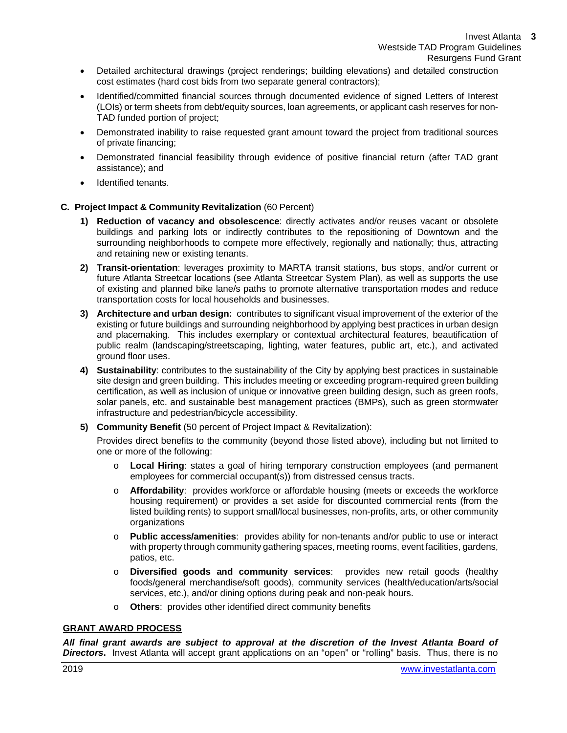- Detailed architectural drawings (project renderings; building elevations) and detailed construction cost estimates (hard cost bids from two separate general contractors);
- Identified/committed financial sources through documented evidence of signed Letters of Interest (LOIs) or term sheets from debt/equity sources, loan agreements, or applicant cash reserves for non-TAD funded portion of project;
- Demonstrated inability to raise requested grant amount toward the project from traditional sources of private financing;
- Demonstrated financial feasibility through evidence of positive financial return (after TAD grant assistance); and
- Identified tenants.

**C. Project Impact & Community Revitalization** (60 Percent)

1) **Reduction of vacancy and obsolescence**: directly activates and/or reuses vacant or obsolete buildings and parking lots or indirectly contributes to the repositioning of Downtown and the surrounding neighborhoods to compete more effectively, regionally and nationally; thus, attracting and retaining new or existing tenants.
2) **Transit-orientation**: leverages proximity to MARTA transit stations, bus stops, and/or current or future Atlanta Streetcar locations (see Atlanta Streetcar System Plan), as well as supports the use of existing and planned bike lane/s paths to promote alternative transportation modes and reduce transportation costs for local households and businesses.
3) **Architecture and urban design:** contributes to significant visual improvement of the exterior of the existing or future buildings and surrounding neighborhood by applying best practices in urban design and placemaking. This includes exemplary or contextual architectural features, beautification of public realm (landscaping/streetscaping, lighting, water features, public art, etc.), and activated ground floor uses.
4) **Sustainability**: contributes to the sustainability of the City by applying best practices in sustainable site design and green building. This includes meeting or exceeding program-required green building certification, as well as inclusion of unique or innovative green building design, such as green roofs, solar panels, etc. and sustainable best management practices (BMPs), such as green stormwater infrastructure and pedestrian/bicycle accessibility.
5) **Community Benefit** (50 percent of Project Impact & Revitalization):

   Provides direct benefits to the community (beyond those listed above), including but not limited to one or more of the following:

   - **Local Hiring**: states a goal of hiring temporary construction employees (and permanent employees for commercial occupant(s)) from distressed census tracts.
   - **Affordability**: provides workforce or affordable housing (meets or exceeds the workforce housing requirement) or provides a set aside for discounted commercial rents (from the listed building rents) to support small/local businesses, non-profits, arts, or other community organizations
   - **Public access/amenities**: provides ability for non-tenants and/or public to use or interact with property through community gathering spaces, meeting rooms, event facilities, gardens, patios, etc.
   - **Diversified goods and community services**: provides new retail goods (healthy foods/general merchandise/soft goods), community services (health/education/arts/social services, etc.), and/or dining options during peak and non-peak hours.
   - **Others**: provides other identified direct community benefits

## GRANT AWARD PROCESS

***All final grant awards are subject to approval at the discretion of the Invest Atlanta Board of Directors*.** Invest Atlanta will accept grant applications on an "open" or "rolling" basis. Thus, there is no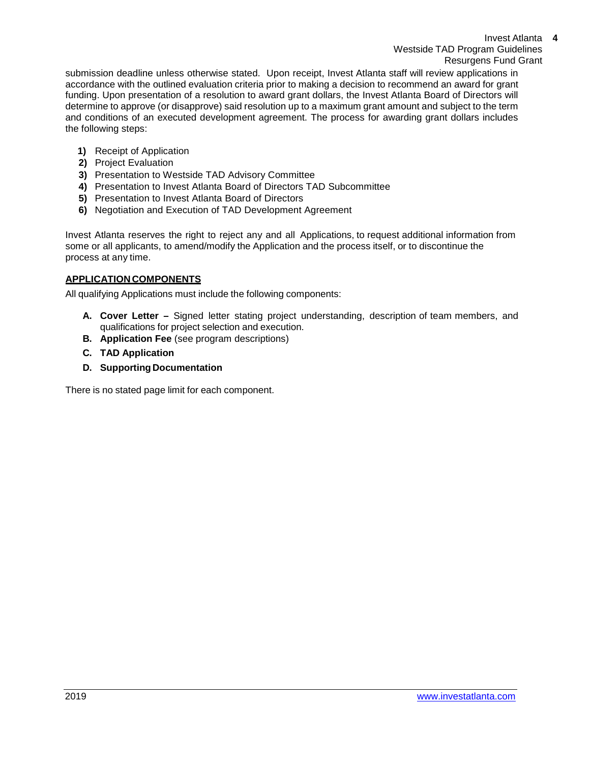submission deadline unless otherwise stated. Upon receipt, Invest Atlanta staff will review applications in accordance with the outlined evaluation criteria prior to making a decision to recommend an award for grant funding. Upon presentation of a resolution to award grant dollars, the Invest Atlanta Board of Directors will determine to approve (or disapprove) said resolution up to a maximum grant amount and subject to the term and conditions of an executed development agreement. The process for awarding grant dollars includes the following steps:

1) Receipt of Application
2) Project Evaluation
3) Presentation to Westside TAD Advisory Committee
4) Presentation to Invest Atlanta Board of Directors TAD Subcommittee
5) Presentation to Invest Atlanta Board of Directors
6) Negotiation and Execution of TAD Development Agreement

Invest Atlanta reserves the right to reject any and all Applications, to request additional information from some or all applicants, to amend/modify the Application and the process itself, or to discontinue the process at any time.

## APPLICATION COMPONENTS

All qualifying Applications must include the following components:

- **A. Cover Letter –** Signed letter stating project understanding, description of team members, and qualifications for project selection and execution.
- **B. Application Fee** (see program descriptions)
- **C. TAD Application**
- **D. Supporting Documentation**

There is no stated page limit for each component.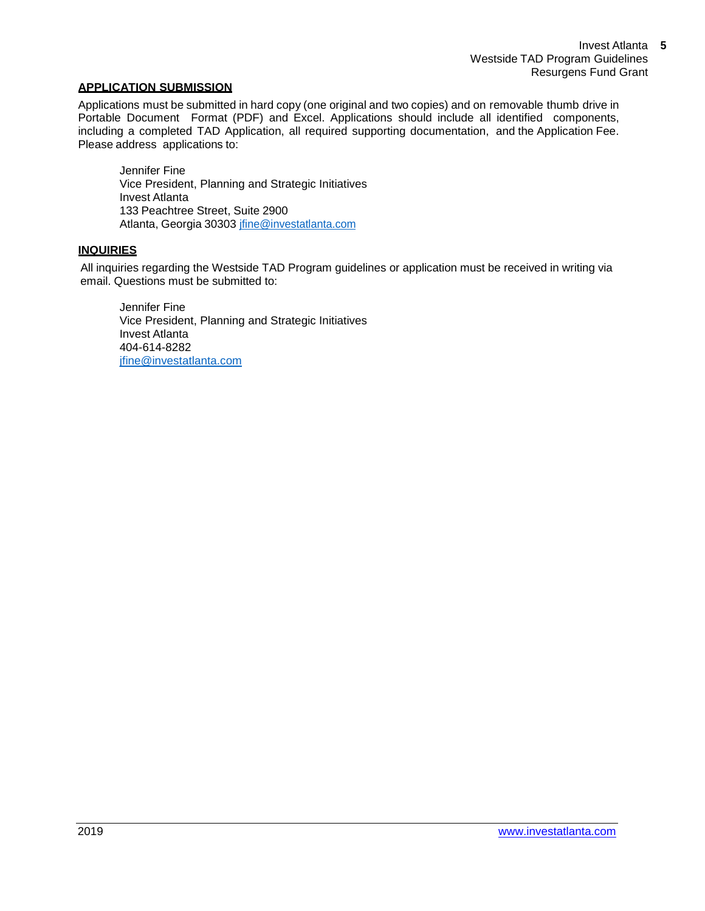## APPLICATION SUBMISSION

Applications must be submitted in hard copy (one original and two copies) and on removable thumb drive in Portable Document Format (PDF) and Excel. Applications should include all identified components, including a completed TAD Application, all required supporting documentation, and the Application Fee. Please address applications to:

Jennifer Fine
Vice President, Planning and Strategic Initiatives
Invest Atlanta
133 Peachtree Street, Suite 2900
Atlanta, Georgia 30303 jfine@investatlanta.com

## INQUIRIES

All inquiries regarding the Westside TAD Program guidelines or application must be received in writing via email. Questions must be submitted to:

Jennifer Fine
Vice President, Planning and Strategic Initiatives
Invest Atlanta
404-614-8282
jfine@investatlanta.com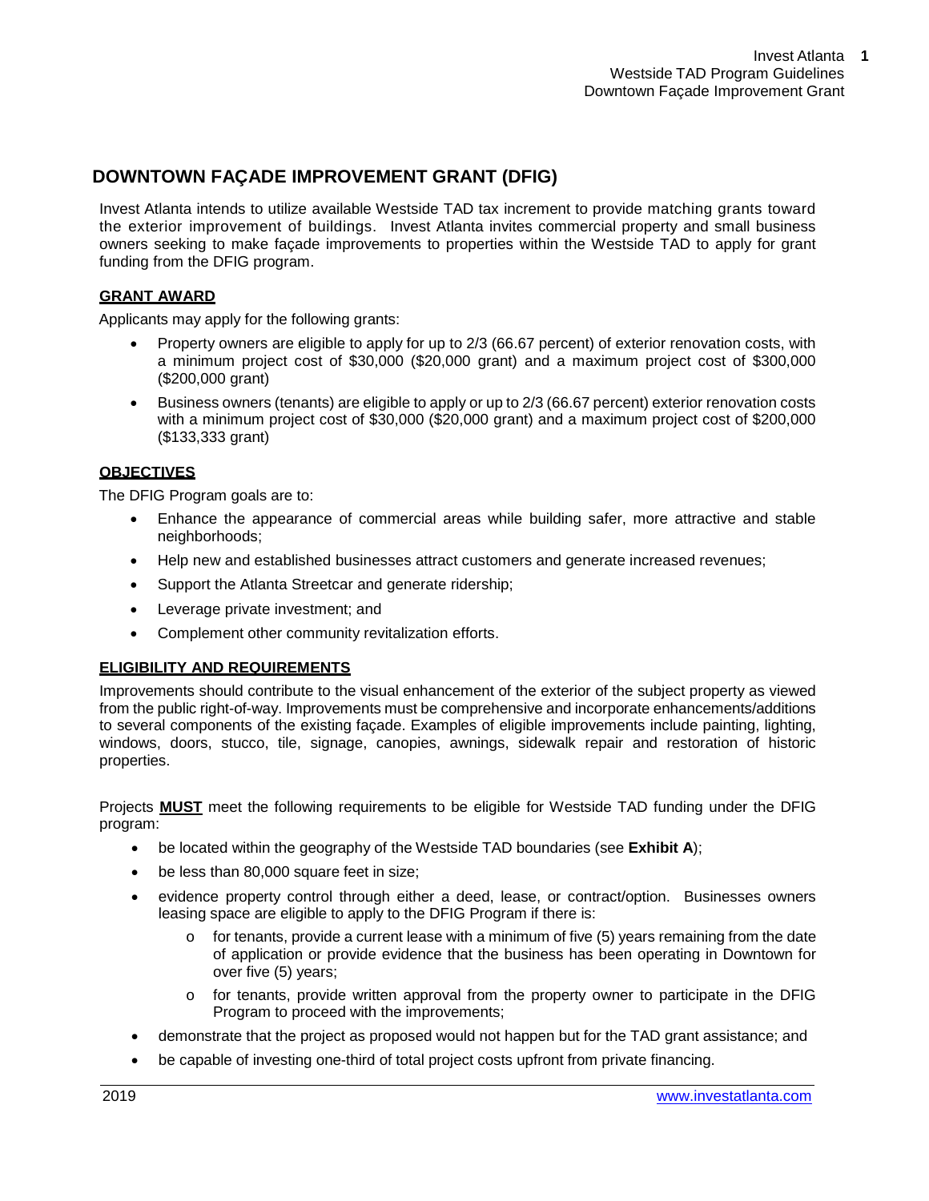## DOWNTOWN FAÇADE IMPROVEMENT GRANT (DFIG)

Invest Atlanta intends to utilize available Westside TAD tax increment to provide matching grants toward the exterior improvement of buildings. Invest Atlanta invites commercial property and small business owners seeking to make façade improvements to properties within the Westside TAD to apply for grant funding from the DFIG program.

### GRANT AWARD

Applicants may apply for the following grants:

- Property owners are eligible to apply for up to 2/3 (66.67 percent) of exterior renovation costs, with a minimum project cost of $30,000 ($20,000 grant) and a maximum project cost of $300,000 ($200,000 grant)
- Business owners (tenants) are eligible to apply or up to 2/3 (66.67 percent) exterior renovation costs with a minimum project cost of $30,000 ($20,000 grant) and a maximum project cost of $200,000 ($133,333 grant)

### OBJECTIVES

The DFIG Program goals are to:

- Enhance the appearance of commercial areas while building safer, more attractive and stable neighborhoods;
- Help new and established businesses attract customers and generate increased revenues;
- Support the Atlanta Streetcar and generate ridership;
- Leverage private investment; and
- Complement other community revitalization efforts.

### ELIGIBILITY AND REQUIREMENTS

Improvements should contribute to the visual enhancement of the exterior of the subject property as viewed from the public right-of-way. Improvements must be comprehensive and incorporate enhancements/additions to several components of the existing façade. Examples of eligible improvements include painting, lighting, windows, doors, stucco, tile, signage, canopies, awnings, sidewalk repair and restoration of historic properties.

Projects **MUST** meet the following requirements to be eligible for Westside TAD funding under the DFIG program:

- be located within the geography of the Westside TAD boundaries (see **Exhibit A**);
- be less than 80,000 square feet in size;
- evidence property control through either a deed, lease, or contract/option. Businesses owners leasing space are eligible to apply to the DFIG Program if there is:
  - for tenants, provide a current lease with a minimum of five (5) years remaining from the date of application or provide evidence that the business has been operating in Downtown for over five (5) years;
  - for tenants, provide written approval from the property owner to participate in the DFIG Program to proceed with the improvements;
- demonstrate that the project as proposed would not happen but for the TAD grant assistance; and
- be capable of investing one-third of total project costs upfront from private financing.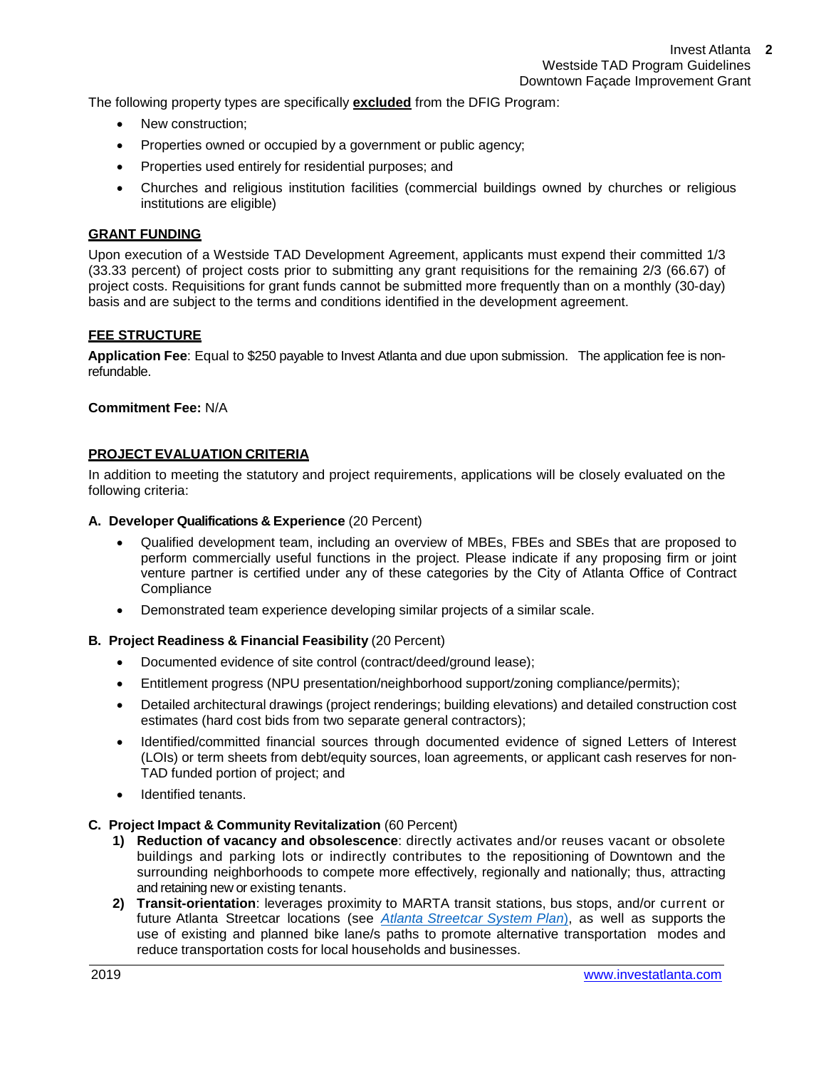The following property types are specifically **excluded** from the DFIG Program:

- New construction;
- Properties owned or occupied by a government or public agency;
- Properties used entirely for residential purposes; and
- Churches and religious institution facilities (commercial buildings owned by churches or religious institutions are eligible)

## GRANT FUNDING

Upon execution of a Westside TAD Development Agreement, applicants must expend their committed 1/3 (33.33 percent) of project costs prior to submitting any grant requisitions for the remaining 2/3 (66.67) of project costs. Requisitions for grant funds cannot be submitted more frequently than on a monthly (30-day) basis and are subject to the terms and conditions identified in the development agreement.

## FEE STRUCTURE

**Application Fee**: Equal to $250 payable to Invest Atlanta and due upon submission. The application fee is non-refundable.

**Commitment Fee:** N/A

## PROJECT EVALUATION CRITERIA

In addition to meeting the statutory and project requirements, applications will be closely evaluated on the following criteria:

**A. Developer Qualifications & Experience** (20 Percent)

- Qualified development team, including an overview of MBEs, FBEs and SBEs that are proposed to perform commercially useful functions in the project. Please indicate if any proposing firm or joint venture partner is certified under any of these categories by the City of Atlanta Office of Contract Compliance
- Demonstrated team experience developing similar projects of a similar scale.

**B. Project Readiness & Financial Feasibility** (20 Percent)

- Documented evidence of site control (contract/deed/ground lease);
- Entitlement progress (NPU presentation/neighborhood support/zoning compliance/permits);
- Detailed architectural drawings (project renderings; building elevations) and detailed construction cost estimates (hard cost bids from two separate general contractors);
- Identified/committed financial sources through documented evidence of signed Letters of Interest (LOIs) or term sheets from debt/equity sources, loan agreements, or applicant cash reserves for non-TAD funded portion of project; and
- Identified tenants.

**C. Project Impact & Community Revitalization** (60 Percent)

1) **Reduction of vacancy and obsolescence**: directly activates and/or reuses vacant or obsolete buildings and parking lots or indirectly contributes to the repositioning of Downtown and the surrounding neighborhoods to compete more effectively, regionally and nationally; thus, attracting and retaining new or existing tenants.
2) **Transit-orientation**: leverages proximity to MARTA transit stations, bus stops, and/or current or future Atlanta Streetcar locations (see *Atlanta Streetcar System Plan*), as well as supports the use of existing and planned bike lane/s paths to promote alternative transportation modes and reduce transportation costs for local households and businesses.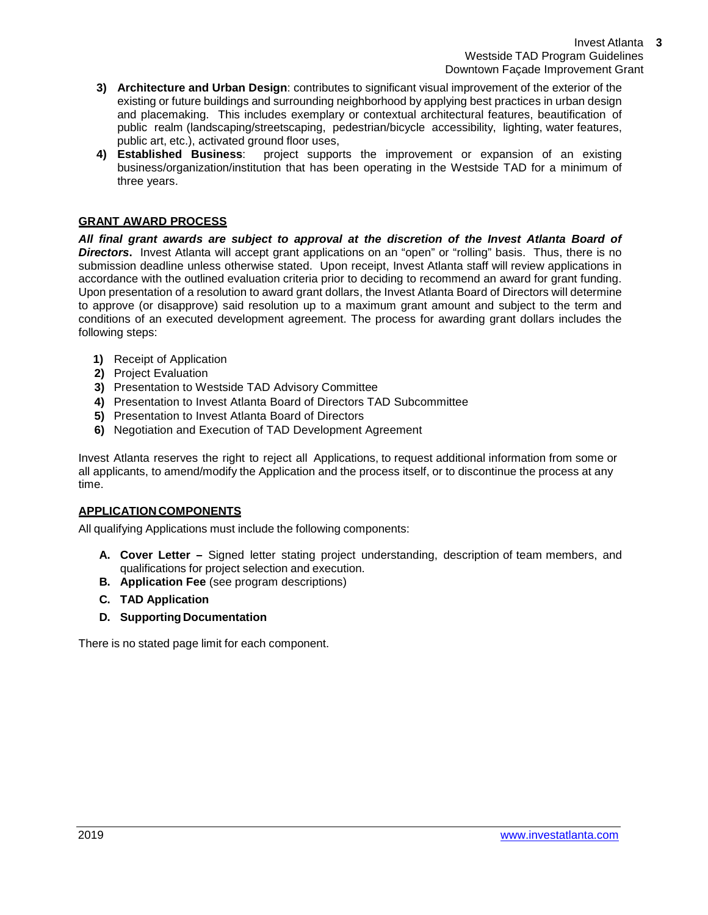3) **Architecture and Urban Design**: contributes to significant visual improvement of the exterior of the existing or future buildings and surrounding neighborhood by applying best practices in urban design and placemaking. This includes exemplary or contextual architectural features, beautification of public realm (landscaping/streetscaping, pedestrian/bicycle accessibility, lighting, water features, public art, etc.), activated ground floor uses,
4) **Established Business**: project supports the improvement or expansion of an existing business/organization/institution that has been operating in the Westside TAD for a minimum of three years.

## GRANT AWARD PROCESS

***All final grant awards are subject to approval at the discretion of the Invest Atlanta Board of Directors***. Invest Atlanta will accept grant applications on an "open" or "rolling" basis. Thus, there is no submission deadline unless otherwise stated. Upon receipt, Invest Atlanta staff will review applications in accordance with the outlined evaluation criteria prior to deciding to recommend an award for grant funding. Upon presentation of a resolution to award grant dollars, the Invest Atlanta Board of Directors will determine to approve (or disapprove) said resolution up to a maximum grant amount and subject to the term and conditions of an executed development agreement. The process for awarding grant dollars includes the following steps:

1) Receipt of Application
2) Project Evaluation
3) Presentation to Westside TAD Advisory Committee
4) Presentation to Invest Atlanta Board of Directors TAD Subcommittee
5) Presentation to Invest Atlanta Board of Directors
6) Negotiation and Execution of TAD Development Agreement

Invest Atlanta reserves the right to reject all Applications, to request additional information from some or all applicants, to amend/modify the Application and the process itself, or to discontinue the process at any time.

## APPLICATION COMPONENTS

All qualifying Applications must include the following components:

A. **Cover Letter –** Signed letter stating project understanding, description of team members, and qualifications for project selection and execution.
B. **Application Fee** (see program descriptions)
C. **TAD Application**
D. **Supporting Documentation**

There is no stated page limit for each component.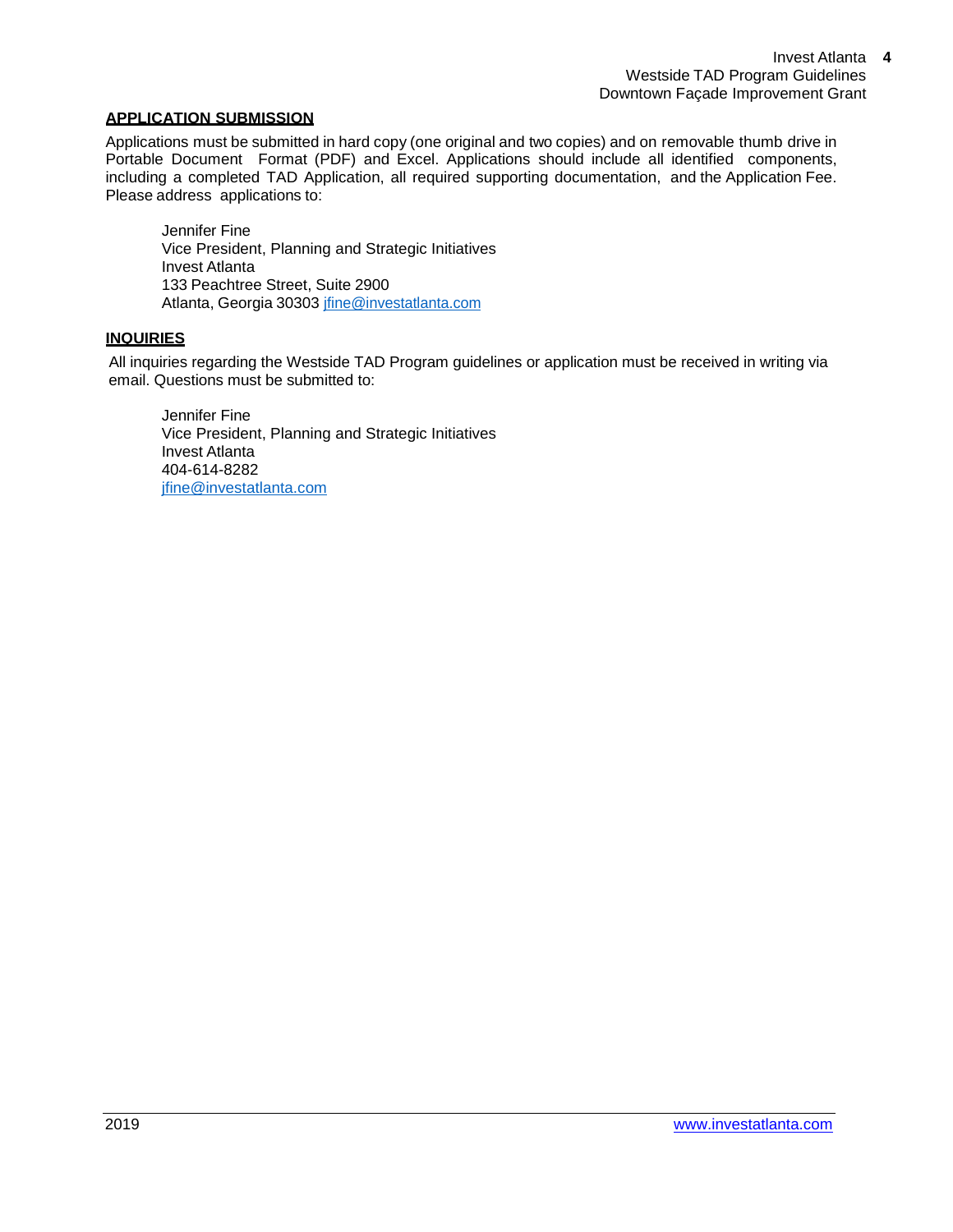## APPLICATION SUBMISSION

Applications must be submitted in hard copy (one original and two copies) and on removable thumb drive in Portable Document Format (PDF) and Excel. Applications should include all identified components, including a completed TAD Application, all required supporting documentation, and the Application Fee. Please address applications to:

Jennifer Fine
Vice President, Planning and Strategic Initiatives
Invest Atlanta
133 Peachtree Street, Suite 2900
Atlanta, Georgia 30303 jfine@investatlanta.com

## INQUIRIES

All inquiries regarding the Westside TAD Program guidelines or application must be received in writing via email. Questions must be submitted to:

Jennifer Fine
Vice President, Planning and Strategic Initiatives
Invest Atlanta
404-614-8282
jfine@investatlanta.com